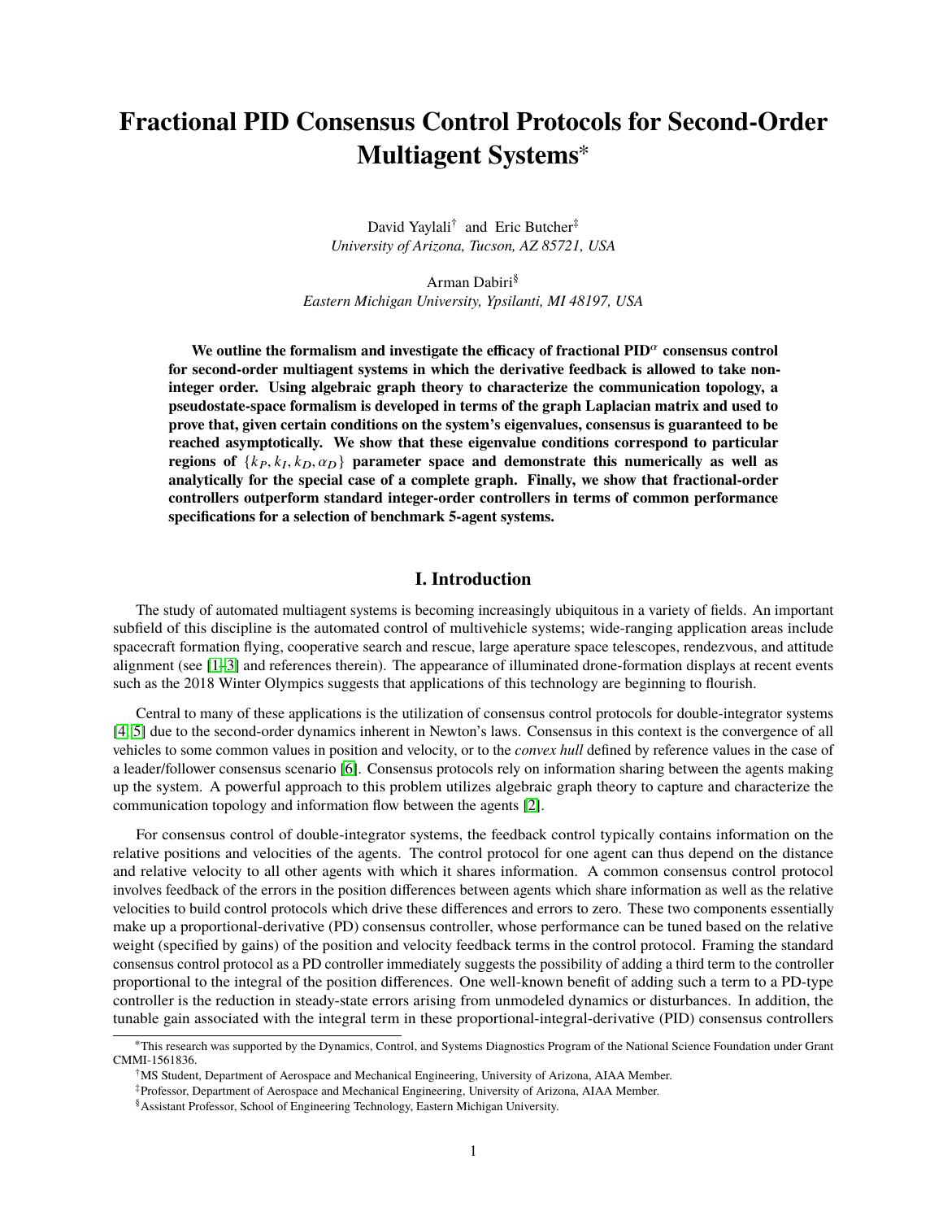# Fractional PID Consensus Control Protocols for Second-Order Multiagent Systems*

David Yaylali[†] and Eric Butcher[‡]
*University of Arizona, Tucson, AZ 85721, USA*

Arman Dabiri[§]
*Eastern Michigan University, Ypsilanti, MI 48197, USA*

**We outline the formalism and investigate the efficacy of fractional PID$^{\alpha}$ consensus control for second-order multiagent systems in which the derivative feedback is allowed to take non-integer order. Using algebraic graph theory to characterize the communication topology, a pseudostate-space formalism is developed in terms of the graph Laplacian matrix and used to prove that, given certain conditions on the system's eigenvalues, consensus is guaranteed to be reached asymptotically. We show that these eigenvalue conditions correspond to particular regions of $\{k_P, k_I, k_D, \alpha_D\}$ parameter space and demonstrate this numerically as well as analytically for the special case of a complete graph. Finally, we show that fractional-order controllers outperform standard integer-order controllers in terms of common performance specifications for a selection of benchmark 5-agent systems.**

## I. Introduction

The study of automated multiagent systems is becoming increasingly ubiquitous in a variety of fields. An important subfield of this discipline is the automated control of multivehicle systems; wide-ranging application areas include spacecraft formation flying, cooperative search and rescue, large aperature space telescopes, rendezvous, and attitude alignment (see [1–3] and references therein). The appearance of illuminated drone-formation displays at recent events such as the 2018 Winter Olympics suggests that applications of this technology are beginning to flourish.

Central to many of these applications is the utilization of consensus control protocols for double-integrator systems [4, 5] due to the second-order dynamics inherent in Newton's laws. Consensus in this context is the convergence of all vehicles to some common values in position and velocity, or to the *convex hull* defined by reference values in the case of a leader/follower consensus scenario [6]. Consensus protocols rely on information sharing between the agents making up the system. A powerful approach to this problem utilizes algebraic graph theory to capture and characterize the communication topology and information flow between the agents [2].

For consensus control of double-integrator systems, the feedback control typically contains information on the relative positions and velocities of the agents. The control protocol for one agent can thus depend on the distance and relative velocity to all other agents with which it shares information. A common consensus control protocol involves feedback of the errors in the position differences between agents which share information as well as the relative velocities to build control protocols which drive these differences and errors to zero. These two components essentially make up a proportional-derivative (PD) consensus controller, whose performance can be tuned based on the relative weight (specified by gains) of the position and velocity feedback terms in the control protocol. Framing the standard consensus control protocol as a PD controller immediately suggests the possibility of adding a third term to the controller proportional to the integral of the position differences. One well-known benefit of adding such a term to a PD-type controller is the reduction in steady-state errors arising from unmodeled dynamics or disturbances. In addition, the tunable gain associated with the integral term in these proportional-integral-derivative (PID) consensus controllers

---

*This research was supported by the Dynamics, Control, and Systems Diagnostics Program of the National Science Foundation under Grant CMMI-1561836.

[†]MS Student, Department of Aerospace and Mechanical Engineering, University of Arizona, AIAA Member.

[‡]Professor, Department of Aerospace and Mechanical Engineering, University of Arizona, AIAA Member.

[§]Assistant Professor, School of Engineering Technology, Eastern Michigan University.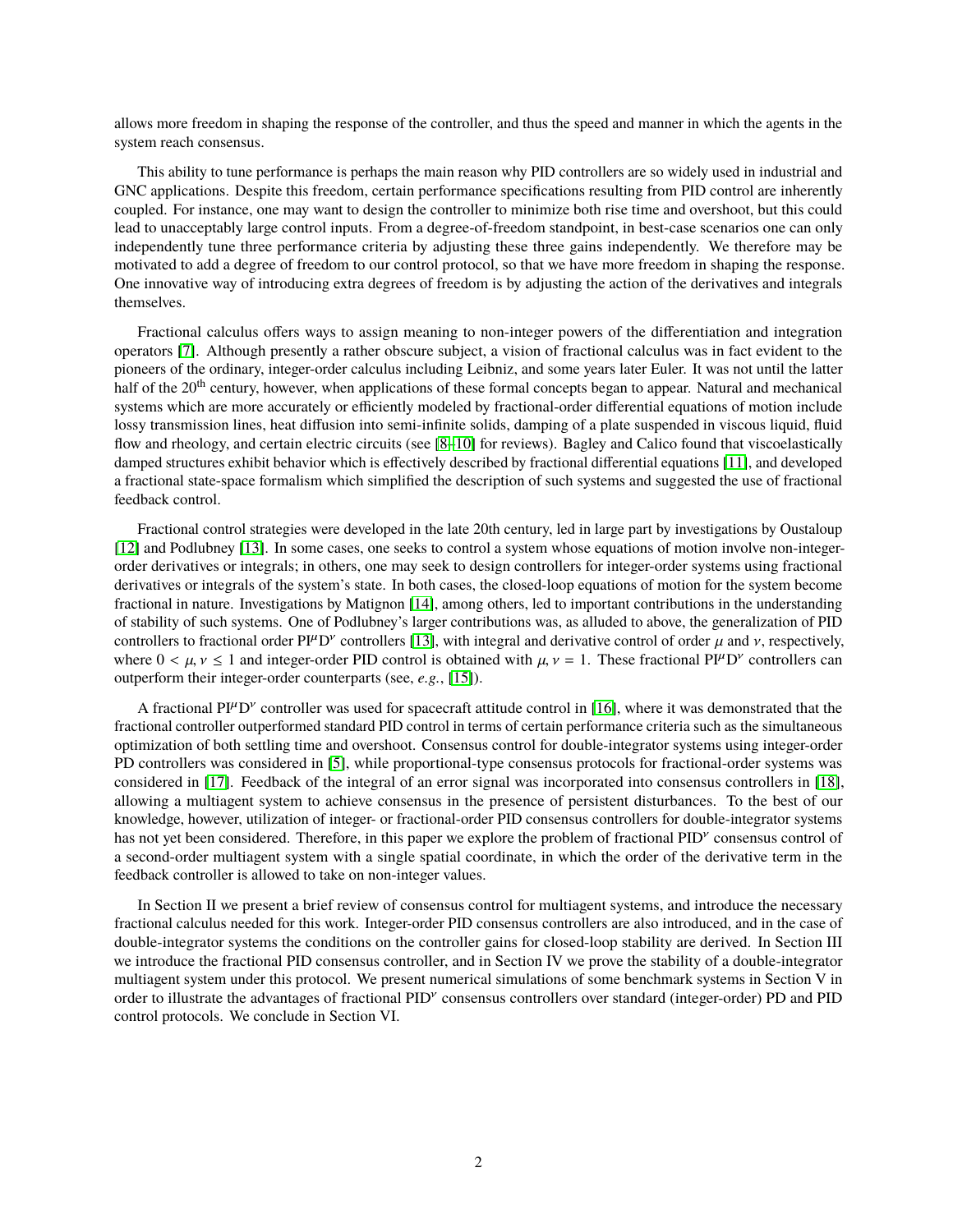allows more freedom in shaping the response of the controller, and thus the speed and manner in which the agents in the system reach consensus.

This ability to tune performance is perhaps the main reason why PID controllers are so widely used in industrial and GNC applications. Despite this freedom, certain performance specifications resulting from PID control are inherently coupled. For instance, one may want to design the controller to minimize both rise time and overshoot, but this could lead to unacceptably large control inputs. From a degree-of-freedom standpoint, in best-case scenarios one can only independently tune three performance criteria by adjusting these three gains independently. We therefore may be motivated to add a degree of freedom to our control protocol, so that we have more freedom in shaping the response. One innovative way of introducing extra degrees of freedom is by adjusting the action of the derivatives and integrals themselves.

Fractional calculus offers ways to assign meaning to non-integer powers of the differentiation and integration operators [7]. Although presently a rather obscure subject, a vision of fractional calculus was in fact evident to the pioneers of the ordinary, integer-order calculus including Leibniz, and some years later Euler. It was not until the latter half of the 20th century, however, when applications of these formal concepts began to appear. Natural and mechanical systems which are more accurately or efficiently modeled by fractional-order differential equations of motion include lossy transmission lines, heat diffusion into semi-infinite solids, damping of a plate suspended in viscous liquid, fluid flow and rheology, and certain electric circuits (see [8–10] for reviews). Bagley and Calico found that viscoelastically damped structures exhibit behavior which is effectively described by fractional differential equations [11], and developed a fractional state-space formalism which simplified the description of such systems and suggested the use of fractional feedback control.

Fractional control strategies were developed in the late 20th century, led in large part by investigations by Oustaloup [12] and Podlubney [13]. In some cases, one seeks to control a system whose equations of motion involve non-integer-order derivatives or integrals; in others, one may seek to design controllers for integer-order systems using fractional derivatives or integrals of the system's state. In both cases, the closed-loop equations of motion for the system become fractional in nature. Investigations by Matignon [14], among others, led to important contributions in the understanding of stability of such systems. One of Podlubney's larger contributions was, as alluded to above, the generalization of PID controllers to fractional order $\mathrm{PI}^{\mu}\mathrm{D}^{\nu}$ controllers [13], with integral and derivative control of order $\mu$ and $\nu$, respectively, where $0 < \mu, \nu \leq 1$ and integer-order PID control is obtained with $\mu, \nu = 1$. These fractional $\mathrm{PI}^{\mu}\mathrm{D}^{\nu}$ controllers can outperform their integer-order counterparts (see, *e.g.*, [15]).

A fractional $\mathrm{PI}^{\mu}\mathrm{D}^{\nu}$ controller was used for spacecraft attitude control in [16], where it was demonstrated that the fractional controller outperformed standard PID control in terms of certain performance criteria such as the simultaneous optimization of both settling time and overshoot. Consensus control for double-integrator systems using integer-order PD controllers was considered in [5], while proportional-type consensus protocols for fractional-order systems was considered in [17]. Feedback of the integral of an error signal was incorporated into consensus controllers in [18], allowing a multiagent system to achieve consensus in the presence of persistent disturbances. To the best of our knowledge, however, utilization of integer- or fractional-order PID consensus controllers for double-integrator systems has not yet been considered. Therefore, in this paper we explore the problem of fractional $\mathrm{PID}^{\nu}$ consensus control of a second-order multiagent system with a single spatial coordinate, in which the order of the derivative term in the feedback controller is allowed to take on non-integer values.

In Section II we present a brief review of consensus control for multiagent systems, and introduce the necessary fractional calculus needed for this work. Integer-order PID consensus controllers are also introduced, and in the case of double-integrator systems the conditions on the controller gains for closed-loop stability are derived. In Section III we introduce the fractional PID consensus controller, and in Section IV we prove the stability of a double-integrator multiagent system under this protocol. We present numerical simulations of some benchmark systems in Section V in order to illustrate the advantages of fractional $\mathrm{PID}^{\nu}$ consensus controllers over standard (integer-order) PD and PID control protocols. We conclude in Section VI.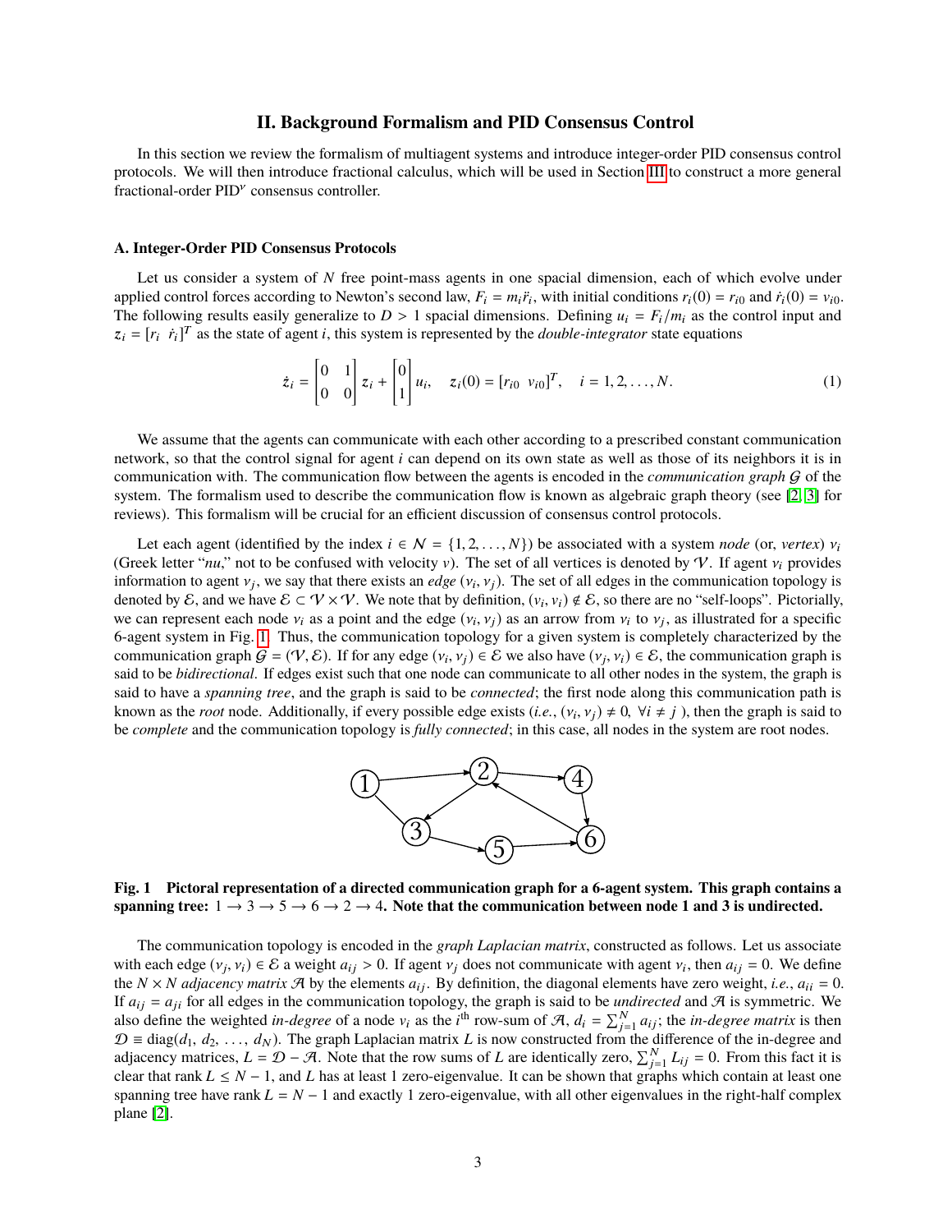## II. Background Formalism and PID Consensus Control

In this section we review the formalism of multiagent systems and introduce integer-order PID consensus control protocols. We will then introduce fractional calculus, which will be used in Section III to construct a more general fractional-order PID$^{\nu}$ consensus controller.

### A. Integer-Order PID Consensus Protocols

Let us consider a system of $N$ free point-mass agents in one spacial dimension, each of which evolve under applied control forces according to Newton's second law, $F_i = m_i \ddot{r}_i$, with initial conditions $r_i(0) = r_{i0}$ and $\dot{r}_i(0) = v_{i0}$. The following results easily generalize to $D > 1$ spacial dimensions. Defining $u_i = F_i/m_i$ as the control input and $z_i = [r_i \;\; \dot{r}_i]^T$ as the state of agent $i$, this system is represented by the *double-integrator* state equations

$$\dot{z}_i = \begin{bmatrix} 0 & 1 \\ 0 & 0 \end{bmatrix} z_i + \begin{bmatrix} 0 \\ 1 \end{bmatrix} u_i, \quad z_i(0) = [r_{i0} \;\; v_{i0}]^T, \quad i = 1, 2, \ldots, N. \tag{1}$$

We assume that the agents can communicate with each other according to a prescribed constant communication network, so that the control signal for agent $i$ can depend on its own state as well as those of its neighbors it is in communication with. The communication flow between the agents is encoded in the *communication graph* $\mathcal{G}$ of the system. The formalism used to describe the communication flow is known as algebraic graph theory (see [2, 3] for reviews). This formalism will be crucial for an efficient discussion of consensus control protocols.

Let each agent (identified by the index $i \in \mathcal{N} = \{1, 2, \ldots, N\}$) be associated with a system *node* (or, *vertex*) $\nu_i$ (Greek letter "*nu*," not to be confused with velocity $v$). The set of all vertices is denoted by $\mathcal{V}$. If agent $\nu_i$ provides information to agent $\nu_j$, we say that there exists an *edge* $(\nu_i, \nu_j)$. The set of all edges in the communication topology is denoted by $\mathcal{E}$, and we have $\mathcal{E} \subset \mathcal{V} \times \mathcal{V}$. We note that by definition, $(\nu_i, \nu_i) \notin \mathcal{E}$, so there are no "self-loops". Pictorially, we can represent each node $\nu_i$ as a point and the edge $(\nu_i, \nu_j)$ as an arrow from $\nu_i$ to $\nu_j$, as illustrated for a specific 6-agent system in Fig. 1. Thus, the communication topology for a given system is completely characterized by the communication graph $\mathcal{G} = (\mathcal{V}, \mathcal{E})$. If for any edge $(\nu_i, \nu_j) \in \mathcal{E}$ we also have $(\nu_j, \nu_i) \in \mathcal{E}$, the communication graph is said to be *bidirectional*. If edges exist such that one node can communicate to all other nodes in the system, the graph is said to have a *spanning tree*, and the graph is said to be *connected*; the first node along this communication path is known as the *root* node. Additionally, if every possible edge exists (*i.e.*, $(\nu_i, \nu_j) \neq 0, \; \forall i \neq j$ ), then the graph is said to be *complete* and the communication topology is *fully connected*; in this case, all nodes in the system are root nodes.

**Fig. 1 Pictoral representation of a directed communication graph for a 6-agent system. This graph contains a spanning tree: $1 \to 3 \to 5 \to 6 \to 2 \to 4$. Note that the communication between node 1 and 3 is undirected.**

The communication topology is encoded in the *graph Laplacian matrix*, constructed as follows. Let us associate with each edge $(\nu_j, \nu_i) \in \mathcal{E}$ a weight $a_{ij} > 0$. If agent $\nu_j$ does not communicate with agent $\nu_i$, then $a_{ij} = 0$. We define the $N \times N$ *adjacency matrix* $\mathcal{A}$ by the elements $a_{ij}$. By definition, the diagonal elements have zero weight, *i.e.*, $a_{ii} = 0$. If $a_{ij} = a_{ji}$ for all edges in the communication topology, the graph is said to be *undirected* and $\mathcal{A}$ is symmetric. We also define the weighted *in-degree* of a node $\nu_i$ as the $i^{\text{th}}$ row-sum of $\mathcal{A}$, $d_i = \sum_{j=1}^{N} a_{ij}$; the *in-degree matrix* is then $\mathcal{D} \equiv \text{diag}(d_1, d_2, \ldots, d_N)$. The graph Laplacian matrix $L$ is now constructed from the difference of the in-degree and adjacency matrices, $L = \mathcal{D} - \mathcal{A}$. Note that the row sums of $L$ are identically zero, $\sum_{j=1}^{N} L_{ij} = 0$. From this fact it is clear that rank $L \leq N - 1$, and $L$ has at least 1 zero-eigenvalue. It can be shown that graphs which contain at least one spanning tree have rank $L = N - 1$ and exactly 1 zero-eigenvalue, with all other eigenvalues in the right-half complex plane [2].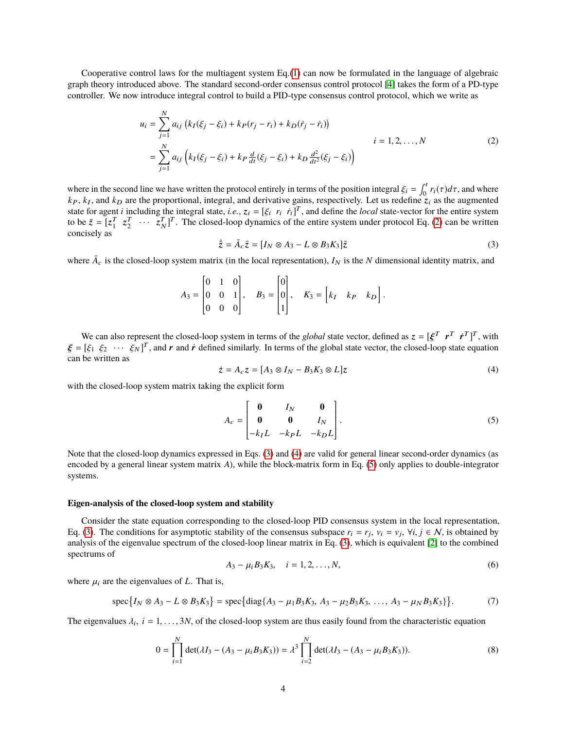Cooperative control laws for the multiagent system Eq.(1) can now be formulated in the language of algebraic graph theory introduced above. The standard second-order consensus control protocol [4] takes the form of a PD-type controller. We now introduce integral control to build a PID-type consensus control protocol, which we write as

$$
\begin{aligned}
u_i &= \sum_{j=1}^{N} a_{ij} \left( k_I(\xi_j - \xi_i) + k_P(r_j - r_i) + k_D(\dot{r}_j - \dot{r}_i) \right) \\
&= \sum_{j=1}^{N} a_{ij} \left( k_I(\xi_j - \xi_i) + k_P \tfrac{d}{dt}(\xi_j - \xi_i) + k_D \tfrac{d^2}{dt^2}(\xi_j - \xi_i) \right)
\end{aligned}
\qquad i = 1, 2, \ldots, N \tag{2}
$$

where in the second line we have written the protocol entirely in terms of the position integral $\xi_i = \int_0^t r_i(\tau)d\tau$, and where $k_P$, $k_I$, and $k_D$ are the proportional, integral, and derivative gains, respectively. Let us redefine $z_i$ as the augmented state for agent $i$ including the integral state, *i.e.*, $z_i = [\xi_i \;\; r_i \;\; \dot{r}_i]^T$, and define the *local* state-vector for the entire system to be $\bar{z} = [z_1^T \;\; z_2^T \;\; \cdots \;\; z_N^T]^T$. The closed-loop dynamics of the entire system under protocol Eq. (2) can be written concisely as

$$
\dot{\bar{z}} = \bar{A}_c \bar{z} = [I_N \otimes A_3 - L \otimes B_3 K_3]\bar{z} \tag{3}
$$

where $\bar{A}_c$ is the closed-loop system matrix (in the local representation), $I_N$ is the $N$ dimensional identity matrix, and

$$
A_3 = \begin{bmatrix} 0 & 1 & 0 \\ 0 & 0 & 1 \\ 0 & 0 & 0 \end{bmatrix}, \quad B_3 = \begin{bmatrix} 0 \\ 0 \\ 1 \end{bmatrix}, \quad K_3 = \begin{bmatrix} k_I & k_P & k_D \end{bmatrix}.
$$

We can also represent the closed-loop system in terms of the *global* state vector, defined as $z = [\boldsymbol{\xi}^T \;\; \boldsymbol{r}^T \;\; \dot{\boldsymbol{r}}^T]^T$, with $\boldsymbol{\xi} = [\xi_1 \;\; \xi_2 \;\; \cdots \;\; \xi_N]^T$, and $\boldsymbol{r}$ and $\dot{\boldsymbol{r}}$ defined similarly. In terms of the global state vector, the closed-loop state equation can be written as

$$
\dot{z} = A_c z = [A_3 \otimes I_N - B_3 K_3 \otimes L]z \tag{4}
$$

with the closed-loop system matrix taking the explicit form

$$
A_c = \begin{bmatrix} \mathbf{0} & I_N & \mathbf{0} \\ \mathbf{0} & \mathbf{0} & I_N \\ -k_I L & -k_P L & -k_D L \end{bmatrix}. \tag{5}
$$

Note that the closed-loop dynamics expressed in Eqs. (3) and (4) are valid for general linear second-order dynamics (as encoded by a general linear system matrix $A$), while the block-matrix form in Eq. (5) only applies to double-integrator systems.

### Eigen-analysis of the closed-loop system and stability

Consider the state equation corresponding to the closed-loop PID consensus system in the local representation, Eq. (3). The conditions for asymptotic stability of the consensus subspace $r_i = r_j$, $v_i = v_j$, $\forall i, j \in \mathcal{N}$, is obtained by analysis of the eigenvalue spectrum of the closed-loop linear matrix in Eq. (3), which is equivalent [2] to the combined spectrums of

$$
A_3 - \mu_i B_3 K_3, \quad i = 1, 2, \ldots, N, \tag{6}
$$

where $\mu_i$ are the eigenvalues of $L$. That is,

$$
\text{spec}\big\{I_N \otimes A_3 - L \otimes B_3 K_3\big\} = \text{spec}\big\{\text{diag}\{A_3 - \mu_1 B_3 K_3,\; A_3 - \mu_2 B_3 K_3,\; \ldots,\; A_3 - \mu_N B_3 K_3\}\big\}. \tag{7}
$$

The eigenvalues $\lambda_i$, $i = 1, \ldots, 3N$, of the closed-loop system are thus easily found from the characteristic equation

$$
0 = \prod_{i=1}^{N} \det(\lambda I_3 - (A_3 - \mu_i B_3 K_3)) = \lambda^3 \prod_{i=2}^{N} \det(\lambda I_3 - (A_3 - \mu_i B_3 K_3)). \tag{8}
$$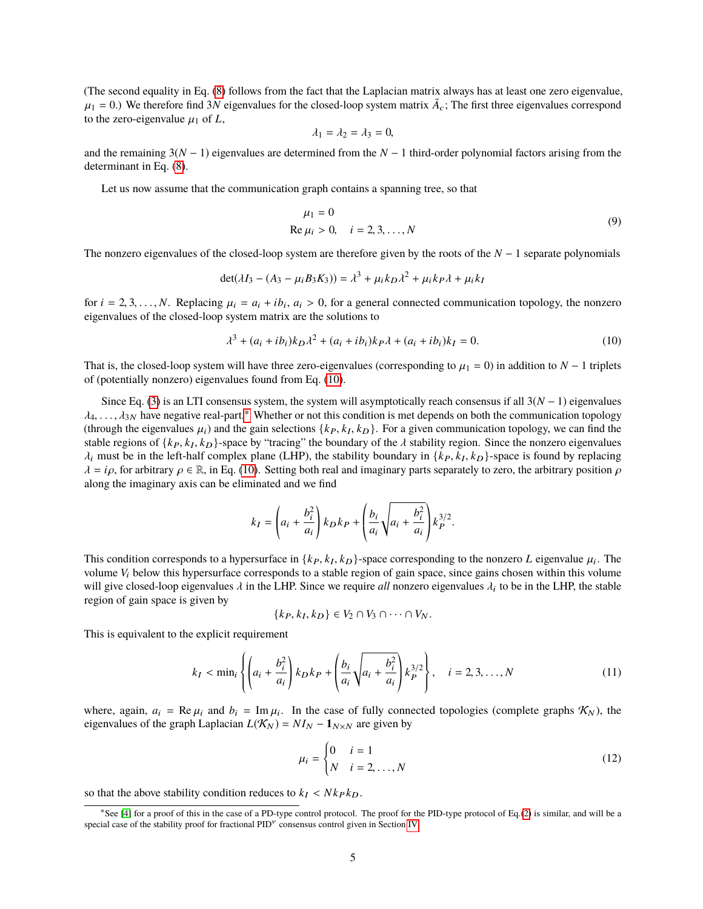(The second equality in Eq. (8) follows from the fact that the Laplacian matrix always has at least one zero eigenvalue, $\mu_1 = 0$.) We therefore find $3N$ eigenvalues for the closed-loop system matrix $\bar{A}_c$; The first three eigenvalues correspond to the zero-eigenvalue $\mu_1$ of $L$,

$$\lambda_1 = \lambda_2 = \lambda_3 = 0,$$

and the remaining $3(N-1)$ eigenvalues are determined from the $N-1$ third-order polynomial factors arising from the determinant in Eq. (8).

Let us now assume that the communication graph contains a spanning tree, so that

$$\begin{aligned} \mu_1 &= 0 \\ \operatorname{Re} \mu_i &> 0, \quad i = 2, 3, \ldots, N \end{aligned} \tag{9}$$

The nonzero eigenvalues of the closed-loop system are therefore given by the roots of the $N-1$ separate polynomials

$$\det(\lambda I_3 - (A_3 - \mu_i B_3 K_3)) = \lambda^3 + \mu_i k_D \lambda^2 + \mu_i k_P \lambda + \mu_i k_I$$

for $i = 2, 3, \ldots, N$. Replacing $\mu_i = a_i + i b_i$, $a_i > 0$, for a general connected communication topology, the nonzero eigenvalues of the closed-loop system matrix are the solutions to

$$\lambda^3 + (a_i + i b_i) k_D \lambda^2 + (a_i + i b_i) k_P \lambda + (a_i + i b_i) k_I = 0. \tag{10}$$

That is, the closed-loop system will have three zero-eigenvalues (corresponding to $\mu_1 = 0$) in addition to $N-1$ triplets of (potentially nonzero) eigenvalues found from Eq. (10).

Since Eq. (3) is an LTI consensus system, the system will asymptotically reach consensus if all $3(N-1)$ eigenvalues $\lambda_4, \ldots, \lambda_{3N}$ have negative real-part.* Whether or not this condition is met depends on both the communication topology (through the eigenvalues $\mu_i$) and the gain selections $\{k_P, k_I, k_D\}$. For a given communication topology, we can find the stable regions of $\{k_P, k_I, k_D\}$-space by "tracing" the boundary of the $\lambda$ stability region. Since the nonzero eigenvalues $\lambda_i$ must be in the left-half complex plane (LHP), the stability boundary in $\{k_P, k_I, k_D\}$-space is found by replacing $\lambda = i\rho$, for arbitrary $\rho \in \mathbb{R}$, in Eq. (10). Setting both real and imaginary parts separately to zero, the arbitrary position $\rho$ along the imaginary axis can be eliminated and we find

$$k_I = \left(a_i + \frac{b_i^2}{a_i}\right) k_D k_P + \left(\frac{b_i}{a_i}\sqrt{a_i + \frac{b_i^2}{a_i}}\right) k_P^{3/2}.$$

This condition corresponds to a hypersurface in $\{k_P, k_I, k_D\}$-space corresponding to the nonzero $L$ eigenvalue $\mu_i$. The volume $V_i$ below this hypersurface corresponds to a stable region of gain space, since gains chosen within this volume will give closed-loop eigenvalues $\lambda$ in the LHP. Since we require *all* nonzero eigenvalues $\lambda_i$ to be in the LHP, the stable region of gain space is given by

$$\{k_P, k_I, k_D\} \in V_2 \cap V_3 \cap \cdots \cap V_N.$$

This is equivalent to the explicit requirement

$$k_I < \min_i \left\{ \left(a_i + \frac{b_i^2}{a_i}\right) k_D k_P + \left(\frac{b_i}{a_i}\sqrt{a_i + \frac{b_i^2}{a_i}}\right) k_P^{3/2} \right\}, \quad i = 2, 3, \ldots, N \tag{11}$$

where, again, $a_i = \operatorname{Re} \mu_i$ and $b_i = \operatorname{Im} \mu_i$. In the case of fully connected topologies (complete graphs $\mathcal{K}_N$), the eigenvalues of the graph Laplacian $L(\mathcal{K}_N) = N I_N - \mathbf{1}_{N\times N}$ are given by

$$\mu_i = \begin{cases} 0 & i = 1 \\ N & i = 2, \ldots, N \end{cases} \tag{12}$$

so that the above stability condition reduces to $k_I < N k_P k_D$.

*See [4] for a proof of this in the case of a PD-type control protocol. The proof for the PID-type protocol of Eq.(2) is similar, and will be a special case of the stability proof for fractional PID$^\nu$ consensus control given in Section IV.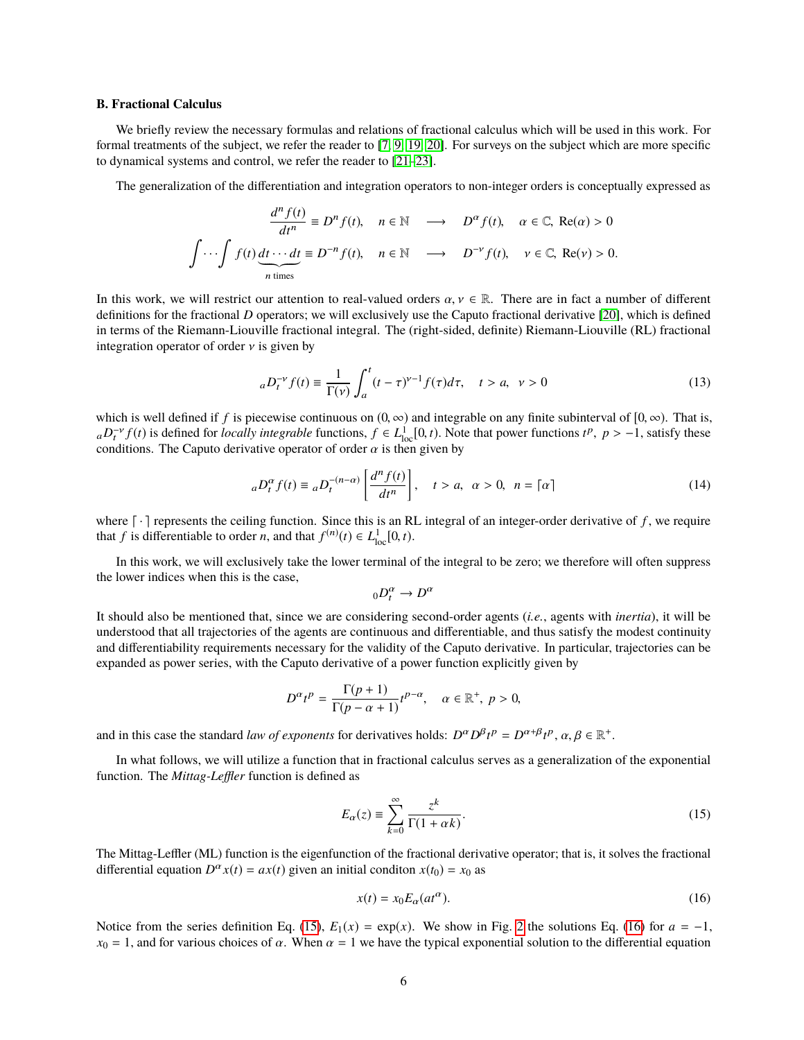### B. Fractional Calculus

We briefly review the necessary formulas and relations of fractional calculus which will be used in this work. For formal treatments of the subject, we refer the reader to [7, 9, 19, 20]. For surveys on the subject which are more specific to dynamical systems and control, we refer the reader to [21–23].

The generalization of the differentiation and integration operators to non-integer orders is conceptually expressed as

$$\frac{d^n f(t)}{dt^n} \equiv D^n f(t), \quad n \in \mathbb{N} \quad \longrightarrow \quad D^\alpha f(t), \quad \alpha \in \mathbb{C},\ \mathrm{Re}(\alpha) > 0$$

$$\int \cdots \int f(t) \underbrace{dt \cdots dt}_{n \text{ times}} \equiv D^{-n} f(t), \quad n \in \mathbb{N} \quad \longrightarrow \quad D^{-\nu} f(t), \quad \nu \in \mathbb{C},\ \mathrm{Re}(\nu) > 0.$$

In this work, we will restrict our attention to real-valued orders $\alpha, \nu \in \mathbb{R}$. There are in fact a number of different definitions for the fractional $D$ operators; we will exclusively use the Caputo fractional derivative [20], which is defined in terms of the Riemann-Liouville fractional integral. The (right-sided, definite) Riemann-Liouville (RL) fractional integration operator of order $\nu$ is given by

$${}_aD_t^{-\nu} f(t) \equiv \frac{1}{\Gamma(\nu)} \int_a^t (t-\tau)^{\nu-1} f(\tau) d\tau, \quad t > a, \quad \nu > 0 \tag{13}$$

which is well defined if $f$ is piecewise continuous on $(0, \infty)$ and integrable on any finite subinterval of $[0, \infty)$. That is, ${}_aD_t^{-\nu} f(t)$ is defined for *locally integrable* functions, $f \in L^1_{\mathrm{loc}}[0, t)$. Note that power functions $t^p,\ p > -1$, satisfy these conditions. The Caputo derivative operator of order $\alpha$ is then given by

$${}_aD_t^{\alpha} f(t) \equiv {}_aD_t^{-(n-\alpha)} \left[ \frac{d^n f(t)}{dt^n} \right], \quad t > a, \ \alpha > 0, \ n = \lceil \alpha \rceil \tag{14}$$

where $\lceil \cdot \rceil$ represents the ceiling function. Since this is an RL integral of an integer-order derivative of $f$, we require that $f$ is differentiable to order $n$, and that $f^{(n)}(t) \in L^1_{\mathrm{loc}}[0, t)$.

In this work, we will exclusively take the lower terminal of the integral to be zero; we therefore will often suppress the lower indices when this is the case,

$${}_0D_t^{\alpha} \rightarrow D^{\alpha}$$

It should also be mentioned that, since we are considering second-order agents (*i.e.*, agents with *inertia*), it will be understood that all trajectories of the agents are continuous and differentiable, and thus satisfy the modest continuity and differentiability requirements necessary for the validity of the Caputo derivative. In particular, trajectories can be expanded as power series, with the Caputo derivative of a power function explicitly given by

$$D^{\alpha} t^p = \frac{\Gamma(p+1)}{\Gamma(p-\alpha+1)} t^{p-\alpha}, \quad \alpha \in \mathbb{R}^+,\ p > 0,$$

and in this case the standard *law of exponents* for derivatives holds: $D^{\alpha} D^{\beta} t^p = D^{\alpha+\beta} t^p$, $\alpha, \beta \in \mathbb{R}^+$.

In what follows, we will utilize a function that in fractional calculus serves as a generalization of the exponential function. The *Mittag-Leffler* function is defined as

$$E_{\alpha}(z) \equiv \sum_{k=0}^{\infty} \frac{z^k}{\Gamma(1+\alpha k)}. \tag{15}$$

The Mittag-Leffler (ML) function is the eigenfunction of the fractional derivative operator; that is, it solves the fractional differential equation $D^{\alpha} x(t) = a x(t)$ given an initial conditon $x(t_0) = x_0$ as

$$x(t) = x_0 E_{\alpha}(a t^{\alpha}). \tag{16}$$

Notice from the series definition Eq. (15), $E_1(x) = \exp(x)$. We show in Fig. 2 the solutions Eq. (16) for $a = -1$, $x_0 = 1$, and for various choices of $\alpha$. When $\alpha = 1$ we have the typical exponential solution to the differential equation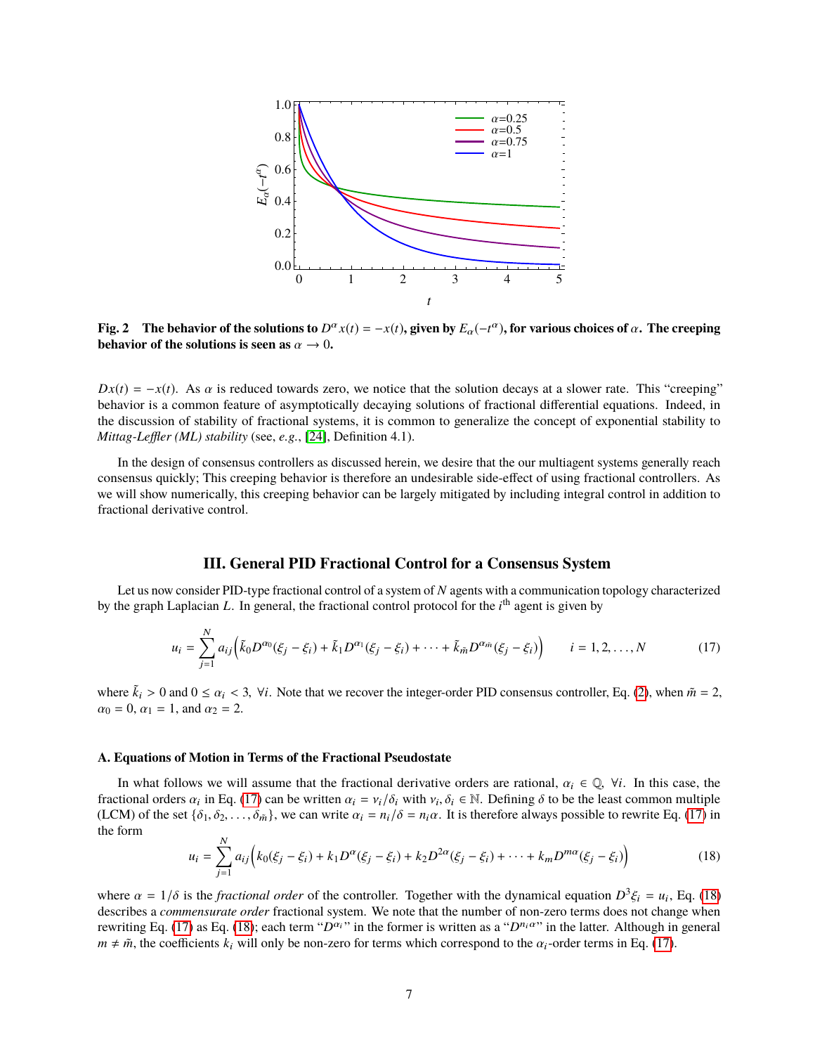**Fig. 2 The behavior of the solutions to $D^\alpha x(t) = -x(t)$, given by $E_\alpha(-t^\alpha)$, for various choices of $\alpha$. The creeping behavior of the solutions is seen as $\alpha \to 0$.**

$Dx(t) = -x(t)$. As $\alpha$ is reduced towards zero, we notice that the solution decays at a slower rate. This "creeping" behavior is a common feature of asymptotically decaying solutions of fractional differential equations. Indeed, in the discussion of stability of fractional systems, it is common to generalize the concept of exponential stability to *Mittag-Leffler (ML) stability* (see, *e.g.*, [24], Definition 4.1).

In the design of consensus controllers as discussed herein, we desire that the our multiagent systems generally reach consensus quickly; This creeping behavior is therefore an undesirable side-effect of using fractional controllers. As we will show numerically, this creeping behavior can be largely mitigated by including integral control in addition to fractional derivative control.

## III. General PID Fractional Control for a Consensus System

Let us now consider PID-type fractional control of a system of $N$ agents with a communication topology characterized by the graph Laplacian $L$. In general, the fractional control protocol for the $i^{\text{th}}$ agent is given by

$$u_i = \sum_{j=1}^{N} a_{ij}\Big(\tilde{k}_0 D^{\alpha_0}(\xi_j - \xi_i) + \tilde{k}_1 D^{\alpha_1}(\xi_j - \xi_i) + \cdots + \tilde{k}_{\tilde{m}} D^{\alpha_{\tilde{m}}}(\xi_j - \xi_i)\Big) \qquad i = 1, 2, \ldots, N \tag{17}$$

where $\tilde{k}_i > 0$ and $0 \le \alpha_i < 3$, $\forall i$. Note that we recover the integer-order PID consensus controller, Eq. (2), when $\tilde{m} = 2$, $\alpha_0 = 0$, $\alpha_1 = 1$, and $\alpha_2 = 2$.

### A. Equations of Motion in Terms of the Fractional Pseudostate

In what follows we will assume that the fractional derivative orders are rational, $\alpha_i \in \mathbb{Q}$, $\forall i$. In this case, the fractional orders $\alpha_i$ in Eq. (17) can be written $\alpha_i = \nu_i/\delta_i$ with $\nu_i, \delta_i \in \mathbb{N}$. Defining $\delta$ to be the least common multiple (LCM) of the set $\{\delta_1, \delta_2, \ldots, \delta_{\tilde{m}}\}$, we can write $\alpha_i = n_i/\delta = n_i\alpha$. It is therefore always possible to rewrite Eq. (17) in the form

$$u_i = \sum_{j=1}^{N} a_{ij}\Big(k_0(\xi_j - \xi_i) + k_1 D^{\alpha}(\xi_j - \xi_i) + k_2 D^{2\alpha}(\xi_j - \xi_i) + \cdots + k_m D^{m\alpha}(\xi_j - \xi_i)\Big) \tag{18}$$

where $\alpha = 1/\delta$ is the *fractional order* of the controller. Together with the dynamical equation $D^3\xi_i = u_i$, Eq. (18) describes a *commensurate order* fractional system. We note that the number of non-zero terms does not change when rewriting Eq. (17) as Eq. (18); each term "$D^{\alpha_i}$" in the former is written as a "$D^{n_i\alpha}$" in the latter. Although in general $m \neq \tilde{m}$, the coefficients $k_i$ will only be non-zero for terms which correspond to the $\alpha_i$-order terms in Eq. (17).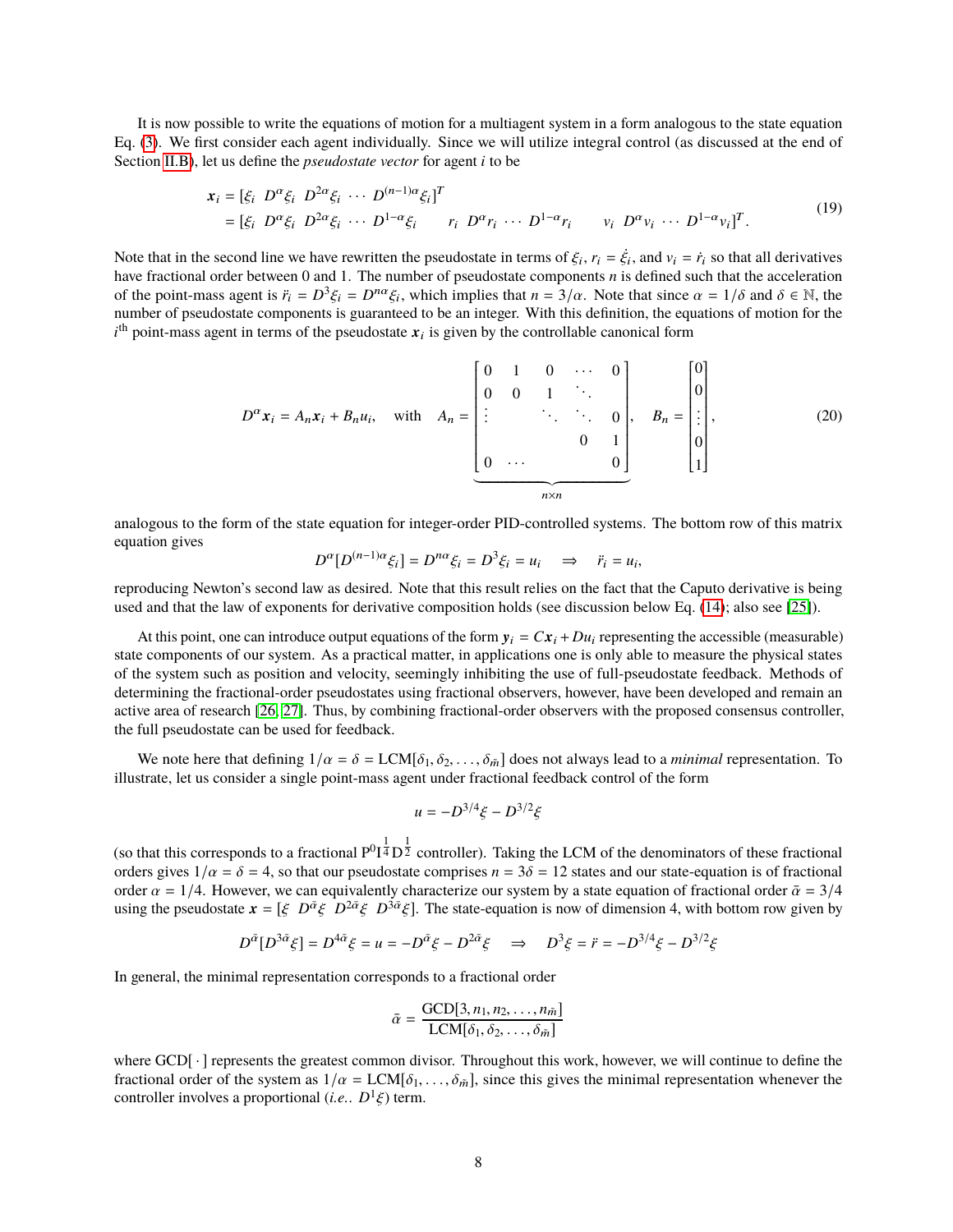It is now possible to write the equations of motion for a multiagent system in a form analogous to the state equation Eq. (3). We first consider each agent individually. Since we will utilize integral control (as discussed at the end of Section II.B), let us define the *pseudostate vector* for agent $i$ to be

$$
\begin{aligned}
\boldsymbol{x}_i &= [\xi_i \;\; D^\alpha \xi_i \;\; D^{2\alpha}\xi_i \;\cdots\; D^{(n-1)\alpha}\xi_i]^T \\
&= [\xi_i \;\; D^\alpha \xi_i \;\; D^{2\alpha}\xi_i \;\cdots\; D^{1-\alpha}\xi_i \qquad r_i \;\; D^\alpha r_i \;\cdots\; D^{1-\alpha} r_i \qquad v_i \;\; D^\alpha v_i \;\cdots\; D^{1-\alpha} v_i]^T.
\end{aligned} \tag{19}
$$

Note that in the second line we have rewritten the pseudostate in terms of $\xi_i$, $r_i = \dot{\xi}_i$, and $v_i = \dot{r}_i$ so that all derivatives have fractional order between 0 and 1. The number of pseudostate components $n$ is defined such that the acceleration of the point-mass agent is $\ddot{r}_i = D^3\xi_i = D^{n\alpha}\xi_i$, which implies that $n = 3/\alpha$. Note that since $\alpha = 1/\delta$ and $\delta \in \mathbb{N}$, the number of pseudostate components is guaranteed to be an integer. With this definition, the equations of motion for the $i^{\text{th}}$ point-mass agent in terms of the pseudostate $\boldsymbol{x}_i$ is given by the controllable canonical form

$$
D^\alpha \boldsymbol{x}_i = A_n \boldsymbol{x}_i + B_n u_i, \quad \text{with} \quad A_n = \underbrace{\begin{bmatrix} 0 & 1 & 0 & \cdots & 0 \\ 0 & 0 & 1 & \ddots & \\ \vdots & & \ddots & \ddots & 0 \\ & & & 0 & 1 \\ 0 & \cdots & & & 0 \end{bmatrix}}_{n\times n}, \quad B_n = \begin{bmatrix} 0 \\ 0 \\ \vdots \\ 0 \\ 1 \end{bmatrix}, \tag{20}
$$

analogous to the form of the state equation for integer-order PID-controlled systems. The bottom row of this matrix equation gives

$$
D^\alpha[D^{(n-1)\alpha}\xi_i] = D^{n\alpha}\xi_i = D^3\xi_i = u_i \quad \Rightarrow \quad \ddot{r}_i = u_i,
$$

reproducing Newton's second law as desired. Note that this result relies on the fact that the Caputo derivative is being used and that the law of exponents for derivative composition holds (see discussion below Eq. (14); also see [25]).

At this point, one can introduce output equations of the form $\boldsymbol{y}_i = C\boldsymbol{x}_i + Du_i$ representing the accessible (measurable) state components of our system. As a practical matter, in applications one is only able to measure the physical states of the system such as position and velocity, seemingly inhibiting the use of full-pseudostate feedback. Methods of determining the fractional-order pseudostates using fractional observers, however, have been developed and remain an active area of research [26, 27]. Thus, by combining fractional-order observers with the proposed consensus controller, the full pseudostate can be used for feedback.

We note here that defining $1/\alpha = \delta = \text{LCM}[\delta_1, \delta_2, \ldots, \delta_{\tilde{m}}]$ does not always lead to a *minimal* representation. To illustrate, let us consider a single point-mass agent under fractional feedback control of the form

$$
u = -D^{3/4}\xi - D^{3/2}\xi
$$

(so that this corresponds to a fractional $\text{P}^0\text{I}^{\frac{1}{4}}\text{D}^{\frac{1}{2}}$ controller). Taking the LCM of the denominators of these fractional orders gives $1/\alpha = \delta = 4$, so that our pseudostate comprises $n = 3\delta = 12$ states and our state-equation is of fractional order $\alpha = 1/4$. However, we can equivalently characterize our system by a state equation of fractional order $\tilde{\alpha} = 3/4$ using the pseudostate $\boldsymbol{x} = [\xi \;\; D^{\tilde{\alpha}}\xi \;\; D^{2\tilde{\alpha}}\xi \;\; D^{3\tilde{\alpha}}\xi]$. The state-equation is now of dimension 4, with bottom row given by

$$
D^{\tilde{\alpha}}[D^{3\tilde{\alpha}}\xi] = D^{4\tilde{\alpha}}\xi = u = -D^{\tilde{\alpha}}\xi - D^{2\tilde{\alpha}}\xi \quad \Rightarrow \quad D^3\xi = \ddot{r} = -D^{3/4}\xi - D^{3/2}\xi
$$

In general, the minimal representation corresponds to a fractional order

$$
\tilde{\alpha} = \frac{\text{GCD}[3, n_1, n_2, \ldots, n_{\tilde{m}}]}{\text{LCM}[\delta_1, \delta_2, \ldots, \delta_{\tilde{m}}]}
$$

where GCD[ · ] represents the greatest common divisor. Throughout this work, however, we will continue to define the fractional order of the system as $1/\alpha = \text{LCM}[\delta_1, \ldots, \delta_{\tilde{m}}]$, since this gives the minimal representation whenever the controller involves a proportional (*i.e.*. $D^1\xi$) term.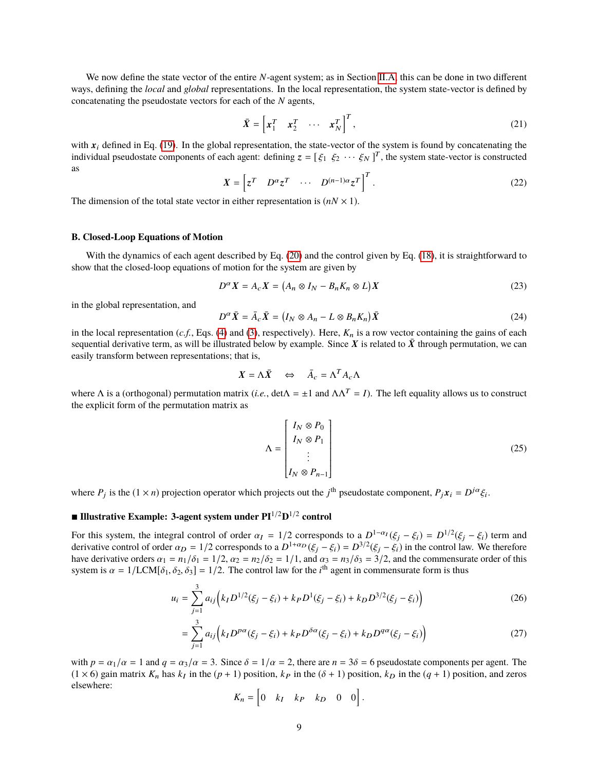We now define the state vector of the entire $N$-agent system; as in Section II.A, this can be done in two different ways, defining the *local* and *global* representations. In the local representation, the system state-vector is defined by concatenating the pseudostate vectors for each of the $N$ agents,

$$\bar{\boldsymbol{X}} = \begin{bmatrix} \boldsymbol{x}_1^T & \boldsymbol{x}_2^T & \cdots & \boldsymbol{x}_N^T \end{bmatrix}^T, \tag{21}$$

with $\boldsymbol{x}_i$ defined in Eq. (19). In the global representation, the state-vector of the system is found by concatenating the individual pseudostate components of each agent: defining $z = [\,\xi_1 \;\; \xi_2 \;\; \cdots \;\; \xi_N\,]^T$, the system state-vector is constructed as

$$\boldsymbol{X} = \begin{bmatrix} z^T & D^{\alpha} z^T & \cdots & D^{(n-1)\alpha} z^T \end{bmatrix}^T. \tag{22}$$

The dimension of the total state vector in either representation is $(nN \times 1)$.

### B. Closed-Loop Equations of Motion

With the dynamics of each agent described by Eq. (20) and the control given by Eq. (18), it is straightforward to show that the closed-loop equations of motion for the system are given by

$$D^{\alpha} \boldsymbol{X} = A_c \boldsymbol{X} = \left(A_n \otimes I_N - B_n K_n \otimes L\right) \boldsymbol{X} \tag{23}$$

in the global representation, and

$$D^{\alpha} \bar{\boldsymbol{X}} = \bar{A}_c \bar{\boldsymbol{X}} = \left(I_N \otimes A_n - L \otimes B_n K_n\right) \bar{\boldsymbol{X}} \tag{24}$$

in the local representation (*c.f.*, Eqs. (4) and (3), respectively). Here, $K_n$ is a row vector containing the gains of each sequential derivative term, as will be illustrated below by example. Since $\boldsymbol{X}$ is related to $\bar{\boldsymbol{X}}$ through permutation, we can easily transform between representations; that is,

$$\boldsymbol{X} = \Lambda \bar{\boldsymbol{X}} \quad \Leftrightarrow \quad \bar{A}_c = \Lambda^T A_c \Lambda$$

where $\Lambda$ is a (orthogonal) permutation matrix (*i.e.*, $\det\Lambda = \pm 1$ and $\Lambda\Lambda^T = I$). The left equality allows us to construct the explicit form of the permutation matrix as

$$\Lambda = \begin{bmatrix} I_N \otimes P_0 \\ I_N \otimes P_1 \\ \vdots \\ I_N \otimes P_{n-1} \end{bmatrix} \tag{25}$$

where $P_j$ is the $(1 \times n)$ projection operator which projects out the $j^{\text{th}}$ pseudostate component, $P_j \boldsymbol{x}_i = D^{j\alpha} \xi_i$.

**■ Illustrative Example: 3-agent system under PI$^{1/2}$D$^{1/2}$ control**

For this system, the integral control of order $\alpha_I = 1/2$ corresponds to a $D^{1-\alpha_I}(\xi_j - \xi_i) = D^{1/2}(\xi_j - \xi_i)$ term and derivative control of order $\alpha_D = 1/2$ corresponds to a $D^{1+\alpha_D}(\xi_j - \xi_i) = D^{3/2}(\xi_j - \xi_i)$ in the control law. We therefore have derivative orders $\alpha_1 = n_1/\delta_1 = 1/2$, $\alpha_2 = n_2/\delta_2 = 1/1$, and $\alpha_3 = n_3/\delta_3 = 3/2$, and the commensurate order of this system is $\alpha = 1/\text{LCM}[\delta_1, \delta_2, \delta_3] = 1/2$. The control law for the $i^{\text{th}}$ agent in commensurate form is thus

$$u_i = \sum_{j=1}^{3} a_{ij} \Big( k_I D^{1/2}(\xi_j - \xi_i) + k_P D^{1}(\xi_j - \xi_i) + k_D D^{3/2}(\xi_j - \xi_i) \Big) \tag{26}$$

$$= \sum_{j=1}^{3} a_{ij} \Big( k_I D^{p\alpha}(\xi_j - \xi_i) + k_P D^{\delta\alpha}(\xi_j - \xi_i) + k_D D^{q\alpha}(\xi_j - \xi_i) \Big) \tag{27}$$

with $p = \alpha_1/\alpha = 1$ and $q = \alpha_3/\alpha = 3$. Since $\delta = 1/\alpha = 2$, there are $n = 3\delta = 6$ pseudostate components per agent. The $(1 \times 6)$ gain matrix $K_n$ has $k_I$ in the $(p+1)$ position, $k_P$ in the $(\delta + 1)$ position, $k_D$ in the $(q+1)$ position, and zeros elsewhere:

$$K_n = \begin{bmatrix} 0 & k_I & k_P & k_D & 0 & 0 \end{bmatrix}.$$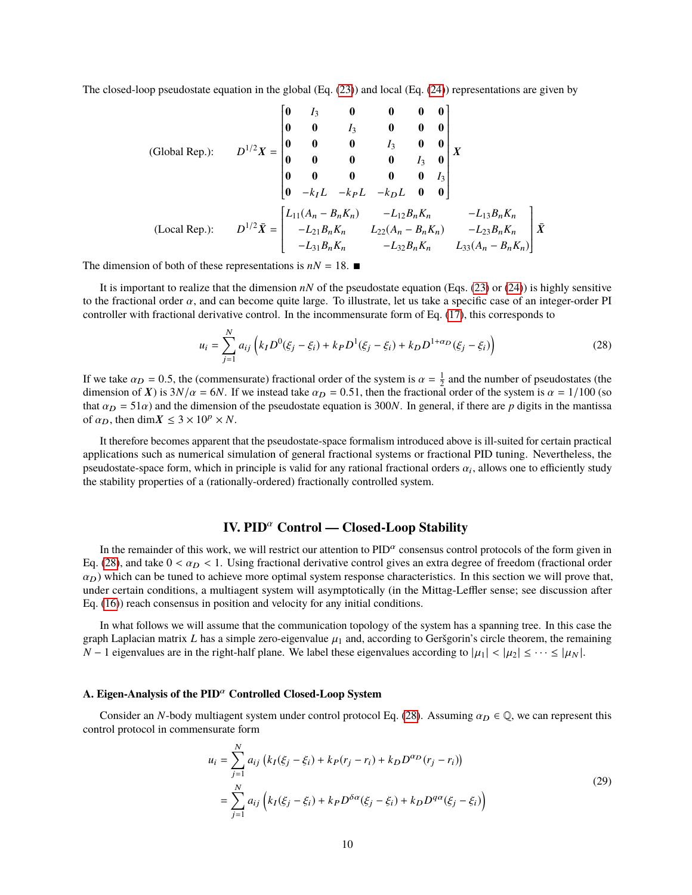The closed-loop pseudostate equation in the global (Eq. (23)) and local (Eq. (24)) representations are given by

$$
\text{(Global Rep.):} \qquad D^{1/2}\boldsymbol{X} = \begin{bmatrix} \mathbf{0} & I_3 & \mathbf{0} & \mathbf{0} & \mathbf{0} & \mathbf{0} \\ \mathbf{0} & \mathbf{0} & I_3 & \mathbf{0} & \mathbf{0} & \mathbf{0} \\ \mathbf{0} & \mathbf{0} & \mathbf{0} & I_3 & \mathbf{0} & \mathbf{0} \\ \mathbf{0} & \mathbf{0} & \mathbf{0} & \mathbf{0} & I_3 & \mathbf{0} \\ \mathbf{0} & \mathbf{0} & \mathbf{0} & \mathbf{0} & \mathbf{0} & I_3 \\ \mathbf{0} & -k_I L & -k_P L & -k_D L & \mathbf{0} & \mathbf{0} \end{bmatrix} \boldsymbol{X}
$$

$$
\text{(Local Rep.):} \qquad D^{1/2}\bar{\boldsymbol{X}} = \begin{bmatrix} L_{11}(A_n - B_n K_n) & -L_{12} B_n K_n & -L_{13} B_n K_n \\ -L_{21} B_n K_n & L_{22}(A_n - B_n K_n) & -L_{23} B_n K_n \\ -L_{31} B_n K_n & -L_{32} B_n K_n & L_{33}(A_n - B_n K_n) \end{bmatrix} \bar{\boldsymbol{X}}
$$

The dimension of both of these representations is $nN = 18$. ■

It is important to realize that the dimension $nN$ of the pseudostate equation (Eqs. (23) or (24)) is highly sensitive to the fractional order $\alpha$, and can become quite large. To illustrate, let us take a specific case of an integer-order PI controller with fractional derivative control. In the incommensurate form of Eq. (17), this corresponds to

$$
u_i = \sum_{j=1}^{N} a_{ij} \left( k_I D^0(\xi_j - \xi_i) + k_P D^1(\xi_j - \xi_i) + k_D D^{1+\alpha_D}(\xi_j - \xi_i) \right) \tag{28}
$$

If we take $\alpha_D = 0.5$, the (commensurate) fractional order of the system is $\alpha = \frac{1}{2}$ and the number of pseudostates (the dimension of $\boldsymbol{X}$) is $3N/\alpha = 6N$. If we instead take $\alpha_D = 0.51$, then the fractional order of the system is $\alpha = 1/100$ (so that $\alpha_D = 51\alpha$) and the dimension of the pseudostate equation is $300N$. In general, if there are $p$ digits in the mantissa of $\alpha_D$, then $\dim \boldsymbol{X} \leq 3 \times 10^p \times N$.

It therefore becomes apparent that the pseudostate-space formalism introduced above is ill-suited for certain practical applications such as numerical simulation of general fractional systems or fractional PID tuning. Nevertheless, the pseudostate-space form, which in principle is valid for any rational fractional orders $\alpha_i$, allows one to efficiently study the stability properties of a (rationally-ordered) fractionally controlled system.

## IV. PID$^\alpha$ Control — Closed-Loop Stability

In the remainder of this work, we will restrict our attention to PID$^\alpha$ consensus control protocols of the form given in Eq. (28), and take $0 < \alpha_D < 1$. Using fractional derivative control gives an extra degree of freedom (fractional order $\alpha_D$) which can be tuned to achieve more optimal system response characteristics. In this section we will prove that, under certain conditions, a multiagent system will asymptotically (in the Mittag-Leffler sense; see discussion after Eq. (16)) reach consensus in position and velocity for any initial conditions.

In what follows we will assume that the communication topology of the system has a spanning tree. In this case the graph Laplacian matrix $L$ has a simple zero-eigenvalue $\mu_1$ and, according to Geršgorin's circle theorem, the remaining $N-1$ eigenvalues are in the right-half plane. We label these eigenvalues according to $|\mu_1| < |\mu_2| \leq \cdots \leq |\mu_N|$.

### A. Eigen-Analysis of the PID$^\alpha$ Controlled Closed-Loop System

Consider an $N$-body multiagent system under control protocol Eq. (28). Assuming $\alpha_D \in \mathbb{Q}$, we can represent this control protocol in commensurate form

$$
\begin{aligned}
u_i &= \sum_{j=1}^{N} a_{ij} \left( k_I(\xi_j - \xi_i) + k_P(r_j - r_i) + k_D D^{\alpha_D}(r_j - r_i) \right) \\
&= \sum_{j=1}^{N} a_{ij} \left( k_I(\xi_j - \xi_i) + k_P D^{\delta\alpha}(\xi_j - \xi_i) + k_D D^{q\alpha}(\xi_j - \xi_i) \right)
\end{aligned} \tag{29}
$$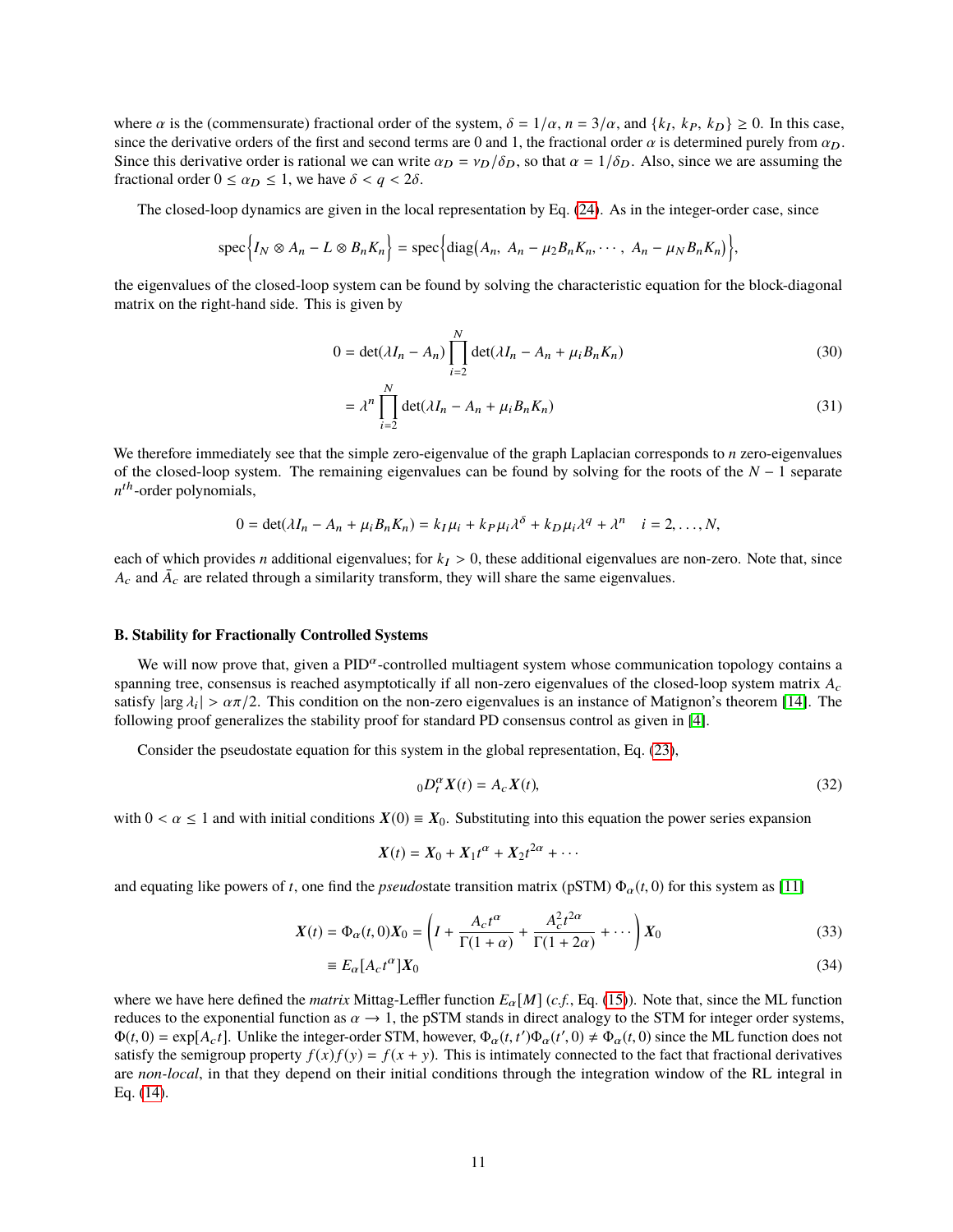where $\alpha$ is the (commensurate) fractional order of the system, $\delta = 1/\alpha$, $n = 3/\alpha$, and $\{k_I,\ k_P,\ k_D\} \geq 0$. In this case, since the derivative orders of the first and second terms are 0 and 1, the fractional order $\alpha$ is determined purely from $\alpha_D$. Since this derivative order is rational we can write $\alpha_D = \nu_D/\delta_D$, so that $\alpha = 1/\delta_D$. Also, since we are assuming the fractional order $0 \leq \alpha_D \leq 1$, we have $\delta < q < 2\delta$.

The closed-loop dynamics are given in the local representation by Eq. (24). As in the integer-order case, since

$$\text{spec}\Big\{I_N \otimes A_n - L \otimes B_n K_n\Big\} = \text{spec}\Big\{\text{diag}\big(A_n,\ A_n - \mu_2 B_n K_n, \cdots,\ A_n - \mu_N B_n K_n\big)\Big\},$$

the eigenvalues of the closed-loop system can be found by solving the characteristic equation for the block-diagonal matrix on the right-hand side. This is given by

$$0 = \det(\lambda I_n - A_n) \prod_{i=2}^{N} \det(\lambda I_n - A_n + \mu_i B_n K_n) \tag{30}$$

$$= \lambda^n \prod_{i=2}^{N} \det(\lambda I_n - A_n + \mu_i B_n K_n) \tag{31}$$

We therefore immediately see that the simple zero-eigenvalue of the graph Laplacian corresponds to $n$ zero-eigenvalues of the closed-loop system. The remaining eigenvalues can be found by solving for the roots of the $N-1$ separate $n^{th}$-order polynomials,

$$0 = \det(\lambda I_n - A_n + \mu_i B_n K_n) = k_I \mu_i + k_P \mu_i \lambda^{\delta} + k_D \mu_i \lambda^q + \lambda^n \quad i = 2, \ldots, N,$$

each of which provides $n$ additional eigenvalues; for $k_I > 0$, these additional eigenvalues are non-zero. Note that, since $A_c$ and $\bar{A}_c$ are related through a similarity transform, they will share the same eigenvalues.

### B. Stability for Fractionally Controlled Systems

We will now prove that, given a PID$^\alpha$-controlled multiagent system whose communication topology contains a spanning tree, consensus is reached asymptotically if all non-zero eigenvalues of the closed-loop system matrix $A_c$ satisfy $|\arg \lambda_i| > \alpha\pi/2$. This condition on the non-zero eigenvalues is an instance of Matignon's theorem [14]. The following proof generalizes the stability proof for standard PD consensus control as given in [4].

Consider the pseudostate equation for this system in the global representation, Eq. (23),

$${}_0D_t^\alpha \boldsymbol{X}(t) = A_c \boldsymbol{X}(t), \tag{32}$$

with $0 < \alpha \leq 1$ and with initial conditions $\boldsymbol{X}(0) \equiv \boldsymbol{X}_0$. Substituting into this equation the power series expansion

$$\boldsymbol{X}(t) = \boldsymbol{X}_0 + \boldsymbol{X}_1 t^\alpha + \boldsymbol{X}_2 t^{2\alpha} + \cdots$$

and equating like powers of $t$, one find the *pseudo*state transition matrix (pSTM) $\Phi_\alpha(t,0)$ for this system as [11]

$$\boldsymbol{X}(t) = \Phi_\alpha(t,0)\boldsymbol{X}_0 = \left(I + \frac{A_c t^\alpha}{\Gamma(1+\alpha)} + \frac{A_c^2 t^{2\alpha}}{\Gamma(1+2\alpha)} + \cdots\right)\boldsymbol{X}_0 \tag{33}$$

$$\equiv E_\alpha[A_c t^\alpha]\boldsymbol{X}_0 \tag{34}$$

where we have here defined the *matrix* Mittag-Leffler function $E_\alpha[M]$ (*c.f.*, Eq. (15)). Note that, since the ML function reduces to the exponential function as $\alpha \to 1$, the pSTM stands in direct analogy to the STM for integer order systems, $\Phi(t,0) = \exp[A_c t]$. Unlike the integer-order STM, however, $\Phi_\alpha(t,t')\Phi_\alpha(t',0) \neq \Phi_\alpha(t,0)$ since the ML function does not satisfy the semigroup property $f(x)f(y) = f(x+y)$. This is intimately connected to the fact that fractional derivatives are *non-local*, in that they depend on their initial conditions through the integration window of the RL integral in Eq. (14).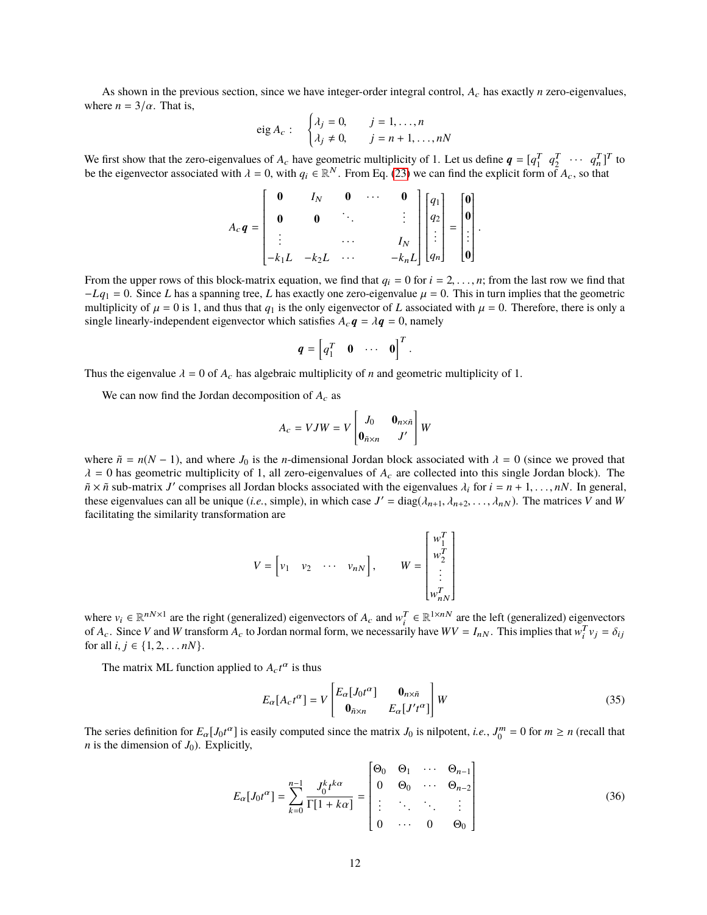As shown in the previous section, since we have integer-order integral control, $A_c$ has exactly $n$ zero-eigenvalues, where $n = 3/\alpha$. That is,

$$
\text{eig } A_c : \quad \begin{cases} \lambda_j = 0, & j = 1, \ldots, n \\ \lambda_j \neq 0, & j = n+1, \ldots, nN \end{cases}
$$

We first show that the zero-eigenvalues of $A_c$ have geometric multiplicity of 1. Let us define $\boldsymbol{q} = [q_1^T \;\; q_2^T \;\; \cdots \;\; q_n^T]^T$ to be the eigenvector associated with $\lambda = 0$, with $q_i \in \mathbb{R}^N$. From Eq. (23) we can find the explicit form of $A_c$, so that

$$
A_c \boldsymbol{q} = \begin{bmatrix} \mathbf{0} & I_N & \mathbf{0} & \cdots & \mathbf{0} \\ \mathbf{0} & \mathbf{0} & \ddots & & \vdots \\ \vdots & & \cdots & & I_N \\ -k_1 L & -k_2 L & \cdots & & -k_n L \end{bmatrix} \begin{bmatrix} q_1 \\ q_2 \\ \vdots \\ q_n \end{bmatrix} = \begin{bmatrix} \mathbf{0} \\ \mathbf{0} \\ \vdots \\ \mathbf{0} \end{bmatrix}.
$$

From the upper rows of this block-matrix equation, we find that $q_i = 0$ for $i = 2, \ldots, n$; from the last row we find that $-Lq_1 = 0$. Since $L$ has a spanning tree, $L$ has exactly one zero-eigenvalue $\mu = 0$. This in turn implies that the geometric multiplicity of $\mu = 0$ is 1, and thus that $q_1$ is the only eigenvector of $L$ associated with $\mu = 0$. Therefore, there is only a single linearly-independent eigenvector which satisfies $A_c \boldsymbol{q} = \lambda \boldsymbol{q} = 0$, namely

$$
\boldsymbol{q} = \begin{bmatrix} q_1^T & \mathbf{0} & \cdots & \mathbf{0} \end{bmatrix}^T.
$$

Thus the eigenvalue $\lambda = 0$ of $A_c$ has algebraic multiplicity of $n$ and geometric multiplicity of 1.

We can now find the Jordan decomposition of $A_c$ as

$$
A_c = VJW = V \begin{bmatrix} J_0 & \mathbf{0}_{n\times\tilde{n}} \\ \mathbf{0}_{\tilde{n}\times n} & J' \end{bmatrix} W
$$

where $\tilde{n} = n(N-1)$, and where $J_0$ is the $n$-dimensional Jordan block associated with $\lambda = 0$ (since we proved that $\lambda = 0$ has geometric multiplicity of 1, all zero-eigenvalues of $A_c$ are collected into this single Jordan block). The $\tilde{n} \times \tilde{n}$ sub-matrix $J'$ comprises all Jordan blocks associated with the eigenvalues $\lambda_i$ for $i = n+1, \ldots, nN$. In general, these eigenvalues can all be unique (*i.e.*, simple), in which case $J' = \text{diag}(\lambda_{n+1}, \lambda_{n+2}, \ldots, \lambda_{nN})$. The matrices $V$ and $W$ facilitating the similarity transformation are

$$
V = \begin{bmatrix} v_1 & v_2 & \cdots & v_{nN} \end{bmatrix}, \qquad W = \begin{bmatrix} w_1^T \\ w_2^T \\ \vdots \\ w_{nN}^T \end{bmatrix}
$$

where $v_i \in \mathbb{R}^{nN\times 1}$ are the right (generalized) eigenvectors of $A_c$ and $w_i^T \in \mathbb{R}^{1\times nN}$ are the left (generalized) eigenvectors of $A_c$. Since $V$ and $W$ transform $A_c$ to Jordan normal form, we necessarily have $WV = I_{nN}$. This implies that $w_i^T v_j = \delta_{ij}$ for all $i, j \in \{1, 2, \ldots nN\}$.

The matrix ML function applied to $A_c t^\alpha$ is thus

$$
E_\alpha[A_c t^\alpha] = V \begin{bmatrix} E_\alpha[J_0 t^\alpha] & \mathbf{0}_{n\times\tilde{n}} \\ \mathbf{0}_{\tilde{n}\times n} & E_\alpha[J' t^\alpha] \end{bmatrix} W \tag{35}
$$

The series definition for $E_\alpha[J_0 t^\alpha]$ is easily computed since the matrix $J_0$ is nilpotent, *i.e.*, $J_0^m = 0$ for $m \geq n$ (recall that $n$ is the dimension of $J_0$). Explicitly,

$$
E_\alpha[J_0 t^\alpha] = \sum_{k=0}^{n-1} \frac{J_0^k t^{k\alpha}}{\Gamma[1 + k\alpha]} = \begin{bmatrix} \Theta_0 & \Theta_1 & \cdots & \Theta_{n-1} \\ 0 & \Theta_0 & \cdots & \Theta_{n-2} \\ \vdots & \ddots & \ddots & \vdots \\ 0 & \cdots & 0 & \Theta_0 \end{bmatrix} \tag{36}
$$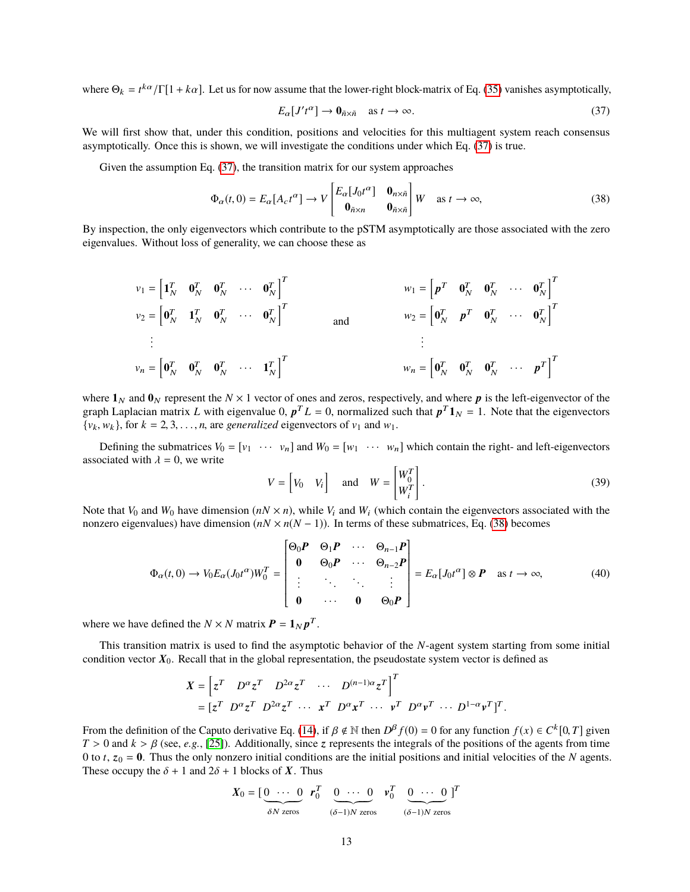where $\Theta_k = t^{k\alpha}/\Gamma[1 + k\alpha]$. Let us for now assume that the lower-right block-matrix of Eq. (35) vanishes asymptotically,

$$E_\alpha[J' t^\alpha] \to \mathbf{0}_{\tilde{n}\times\tilde{n}} \quad \text{as } t \to \infty. \tag{37}$$

We will first show that, under this condition, positions and velocities for this multiagent system reach consensus asymptotically. Once this is shown, we will investigate the conditions under which Eq. (37) is true.

Given the assumption Eq. (37), the transition matrix for our system approaches

$$\Phi_\alpha(t, 0) = E_\alpha[A_c t^\alpha] \to V \begin{bmatrix} E_\alpha[J_0 t^\alpha] & \mathbf{0}_{n\times\tilde{n}} \\ \mathbf{0}_{\tilde{n}\times n} & \mathbf{0}_{\tilde{n}\times\tilde{n}} \end{bmatrix} W \quad \text{as } t \to \infty, \tag{38}$$

By inspection, the only eigenvectors which contribute to the pSTM asymptotically are those associated with the zero eigenvalues. Without loss of generality, we can choose these as

$$\begin{aligned} v_1 &= \begin{bmatrix} \mathbf{1}_N^T & \mathbf{0}_N^T & \mathbf{0}_N^T & \cdots & \mathbf{0}_N^T \end{bmatrix}^T \\ v_2 &= \begin{bmatrix} \mathbf{0}_N^T & \mathbf{1}_N^T & \mathbf{0}_N^T & \cdots & \mathbf{0}_N^T \end{bmatrix}^T \\ &\ \ \vdots \\ v_n &= \begin{bmatrix} \mathbf{0}_N^T & \mathbf{0}_N^T & \mathbf{0}_N^T & \cdots & \mathbf{1}_N^T \end{bmatrix}^T \end{aligned} \qquad \text{and} \qquad \begin{aligned} w_1 &= \begin{bmatrix} \boldsymbol{p}^T & \mathbf{0}_N^T & \mathbf{0}_N^T & \cdots & \mathbf{0}_N^T \end{bmatrix}^T \\ w_2 &= \begin{bmatrix} \mathbf{0}_N^T & \boldsymbol{p}^T & \mathbf{0}_N^T & \cdots & \mathbf{0}_N^T \end{bmatrix}^T \\ &\ \ \vdots \\ w_n &= \begin{bmatrix} \mathbf{0}_N^T & \mathbf{0}_N^T & \mathbf{0}_N^T & \cdots & \boldsymbol{p}^T \end{bmatrix}^T \end{aligned}$$

where $\mathbf{1}_N$ and $\mathbf{0}_N$ represent the $N \times 1$ vector of ones and zeros, respectively, and where $\boldsymbol{p}$ is the left-eigenvector of the graph Laplacian matrix $L$ with eigenvalue 0, $\boldsymbol{p}^T L = 0$, normalized such that $\boldsymbol{p}^T \mathbf{1}_N = 1$. Note that the eigenvectors $\{v_k, w_k\}$, for $k = 2, 3, \ldots, n$, are *generalized* eigenvectors of $v_1$ and $w_1$.

Defining the submatrices $V_0 = [v_1 \ \cdots \ v_n]$ and $W_0 = [w_1 \ \cdots \ w_n]$ which contain the right- and left-eigenvectors associated with $\lambda = 0$, we write

$$V = \begin{bmatrix} V_0 & V_i \end{bmatrix} \quad \text{and} \quad W = \begin{bmatrix} W_0^T \\ W_i^T \end{bmatrix}. \tag{39}$$

Note that $V_0$ and $W_0$ have dimension $(nN \times n)$, while $V_i$ and $W_i$ (which contain the eigenvectors associated with the nonzero eigenvalues) have dimension $(nN \times n(N-1))$. In terms of these submatrices, Eq. (38) becomes

$$\Phi_\alpha(t, 0) \to V_0 E_\alpha(J_0 t^\alpha) W_0^T = \begin{bmatrix} \Theta_0 \boldsymbol{P} & \Theta_1 \boldsymbol{P} & \cdots & \Theta_{n-1} \boldsymbol{P} \\ \mathbf{0} & \Theta_0 \boldsymbol{P} & \cdots & \Theta_{n-2} \boldsymbol{P} \\ \vdots & \ddots & \ddots & \vdots \\ \mathbf{0} & \cdots & \mathbf{0} & \Theta_0 \boldsymbol{P} \end{bmatrix} = E_\alpha[J_0 t^\alpha] \otimes \boldsymbol{P} \quad \text{as } t \to \infty, \tag{40}$$

where we have defined the $N \times N$ matrix $\boldsymbol{P} = \mathbf{1}_N \boldsymbol{p}^T$.

This transition matrix is used to find the asymptotic behavior of the $N$-agent system starting from some initial condition vector $\boldsymbol{X}_0$. Recall that in the global representation, the pseudostate system vector is defined as

$$\begin{aligned} \boldsymbol{X} &= \begin{bmatrix} \boldsymbol{z}^T & D^\alpha \boldsymbol{z}^T & D^{2\alpha} \boldsymbol{z}^T & \cdots & D^{(n-1)\alpha} \boldsymbol{z}^T \end{bmatrix}^T \\ &= [\boldsymbol{z}^T \ D^\alpha \boldsymbol{z}^T \ D^{2\alpha} \boldsymbol{z}^T \ \cdots \ \boldsymbol{x}^T \ D^\alpha \boldsymbol{x}^T \ \cdots \ \boldsymbol{v}^T \ D^\alpha \boldsymbol{v}^T \ \cdots \ D^{1-\alpha} \boldsymbol{v}^T]^T. \end{aligned}$$

From the definition of the Caputo derivative Eq. (14), if $\beta \notin \mathbb{N}$ then $D^\beta f(0) = 0$ for any function $f(x) \in C^k[0, T]$ given $T > 0$ and $k > \beta$ (see, *e.g.*, [25]). Additionally, since $\boldsymbol{z}$ represents the integrals of the positions of the agents from time 0 to $t$, $\boldsymbol{z}_0 = \mathbf{0}$. Thus the only nonzero initial conditions are the initial positions and initial velocities of the $N$ agents. These occupy the $\delta + 1$ and $2\delta + 1$ blocks of $\boldsymbol{X}$. Thus

$$\boldsymbol{X}_0 = [\underbrace{0 \ \cdots \ 0}_{\delta N \text{ zeros}} \ \boldsymbol{r}_0^T \ \underbrace{0 \ \cdots \ 0}_{(\delta-1)N \text{ zeros}} \ \boldsymbol{v}_0^T \ \underbrace{0 \ \cdots \ 0}_{(\delta-1)N \text{ zeros}}]^T$$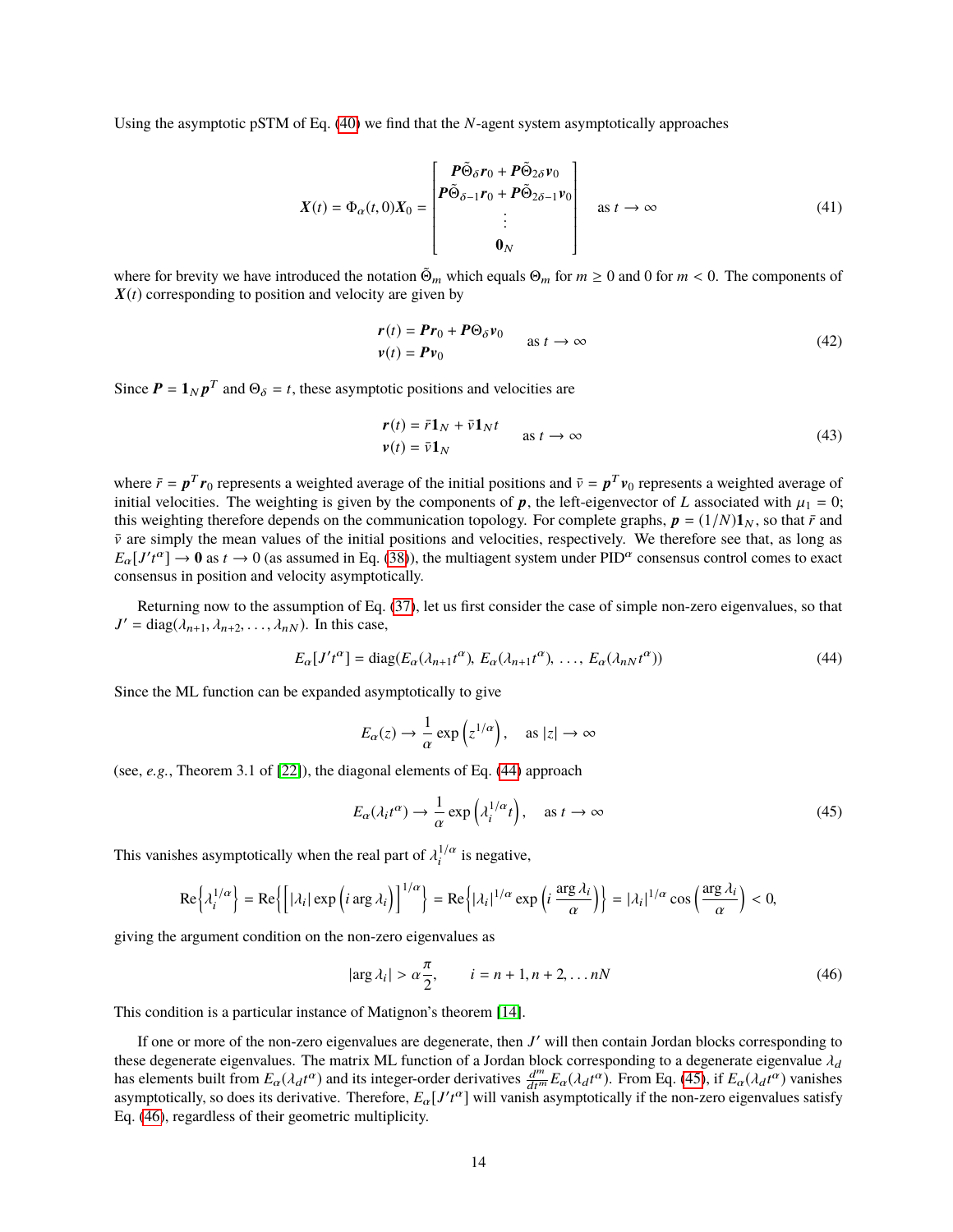Using the asymptotic pSTM of Eq. (40) we find that the $N$-agent system asymptotically approaches

$$
\boldsymbol{X}(t) = \Phi_\alpha(t,0)\boldsymbol{X}_0 = \begin{bmatrix} \boldsymbol{P}\tilde{\Theta}_\delta \boldsymbol{r}_0 + \boldsymbol{P}\tilde{\Theta}_{2\delta}\boldsymbol{v}_0 \\ \boldsymbol{P}\tilde{\Theta}_{\delta-1} \boldsymbol{r}_0 + \boldsymbol{P}\tilde{\Theta}_{2\delta-1}\boldsymbol{v}_0 \\ \vdots \\ \boldsymbol{0}_N \end{bmatrix} \quad \text{as } t \to \infty \tag{41}
$$

where for brevity we have introduced the notation $\tilde{\Theta}_m$ which equals $\Theta_m$ for $m \geq 0$ and 0 for $m < 0$. The components of $\boldsymbol{X}(t)$ corresponding to position and velocity are given by

$$
\begin{aligned} \boldsymbol{r}(t) &= \boldsymbol{P}\boldsymbol{r}_0 + \boldsymbol{P}\Theta_\delta \boldsymbol{v}_0 \\ \boldsymbol{v}(t) &= \boldsymbol{P}\boldsymbol{v}_0 \end{aligned} \quad \text{as } t \to \infty \tag{42}
$$

Since $\boldsymbol{P} = \boldsymbol{1}_N \boldsymbol{p}^T$ and $\Theta_\delta = t$, these asymptotic positions and velocities are

$$
\begin{aligned} \boldsymbol{r}(t) &= \bar{r}\boldsymbol{1}_N + \bar{v}\boldsymbol{1}_N t \\ \boldsymbol{v}(t) &= \bar{v}\boldsymbol{1}_N \end{aligned} \quad \text{as } t \to \infty \tag{43}
$$

where $\bar{r} = \boldsymbol{p}^T\boldsymbol{r}_0$ represents a weighted average of the initial positions and $\bar{v} = \boldsymbol{p}^T\boldsymbol{v}_0$ represents a weighted average of initial velocities. The weighting is given by the components of $\boldsymbol{p}$, the left-eigenvector of $L$ associated with $\mu_1 = 0$; this weighting therefore depends on the communication topology. For complete graphs, $\boldsymbol{p} = (1/N)\boldsymbol{1}_N$, so that $\bar{r}$ and $\bar{v}$ are simply the mean values of the initial positions and velocities, respectively. We therefore see that, as long as $E_\alpha[J' t^\alpha] \to \boldsymbol{0}$ as $t \to 0$ (as assumed in Eq. (38)), the multiagent system under PID$^\alpha$ consensus control comes to exact consensus in position and velocity asymptotically.

Returning now to the assumption of Eq. (37), let us first consider the case of simple non-zero eigenvalues, so that $J' = \text{diag}(\lambda_{n+1}, \lambda_{n+2}, \ldots, \lambda_{nN})$. In this case,

$$
E_\alpha[J' t^\alpha] = \text{diag}(E_\alpha(\lambda_{n+1}t^\alpha),\, E_\alpha(\lambda_{n+1}t^\alpha),\, \ldots,\, E_\alpha(\lambda_{nN}t^\alpha)) \tag{44}
$$

Since the ML function can be expanded asymptotically to give

$$
E_\alpha(z) \to \frac{1}{\alpha}\exp\left(z^{1/\alpha}\right), \quad \text{as } |z| \to \infty
$$

(see, *e.g.*, Theorem 3.1 of [22]), the diagonal elements of Eq. (44) approach

$$
E_\alpha(\lambda_i t^\alpha) \to \frac{1}{\alpha}\exp\left(\lambda_i^{1/\alpha} t\right), \quad \text{as } t \to \infty \tag{45}
$$

This vanishes asymptotically when the real part of $\lambda_i^{1/\alpha}$ is negative,

$$
\text{Re}\left\{\lambda_i^{1/\alpha}\right\} = \text{Re}\left\{\left[|\lambda_i| \exp\left(i \arg \lambda_i\right)\right]^{1/\alpha}\right\} = \text{Re}\left\{|\lambda_i|^{1/\alpha} \exp\left(i\,\frac{\arg \lambda_i}{\alpha}\right)\right\} = |\lambda_i|^{1/\alpha}\cos\left(\frac{\arg \lambda_i}{\alpha}\right) < 0,
$$

giving the argument condition on the non-zero eigenvalues as

$$
|\arg \lambda_i| > \alpha\frac{\pi}{2}, \qquad i = n+1, n+2, \ldots nN \tag{46}
$$

This condition is a particular instance of Matignon's theorem [14].

If one or more of the non-zero eigenvalues are degenerate, then $J'$ will then contain Jordan blocks corresponding to these degenerate eigenvalues. The matrix ML function of a Jordan block corresponding to a degenerate eigenvalue $\lambda_d$ has elements built from $E_\alpha(\lambda_d t^\alpha)$ and its integer-order derivatives $\frac{d^m}{dt^m}E_\alpha(\lambda_d t^\alpha)$. From Eq. (45), if $E_\alpha(\lambda_d t^\alpha)$ vanishes asymptotically, so does its derivative. Therefore, $E_\alpha[J' t^\alpha]$ will vanish asymptotically if the non-zero eigenvalues satisfy Eq. (46), regardless of their geometric multiplicity.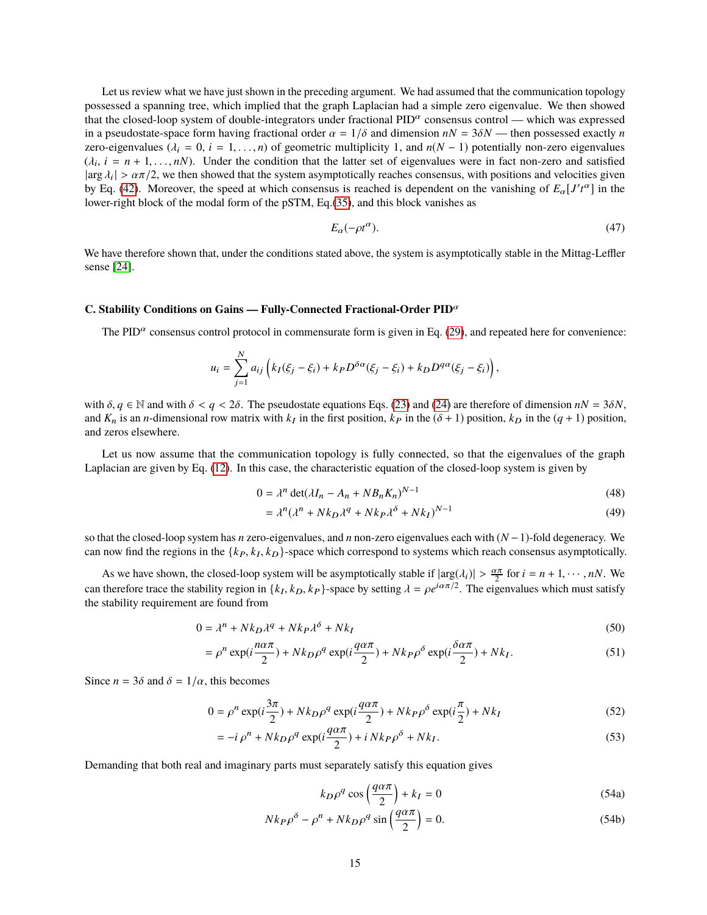Let us review what we have just shown in the preceding argument. We had assumed that the communication topology possessed a spanning tree, which implied that the graph Laplacian had a simple zero eigenvalue. We then showed that the closed-loop system of double-integrators under fractional PID$^\alpha$ consensus control — which was expressed in a pseudostate-space form having fractional order $\alpha = 1/\delta$ and dimension $nN = 3\delta N$ — then possessed exactly $n$ zero-eigenvalues ($\lambda_i = 0$, $i = 1, \ldots, n$) of geometric multiplicity 1, and $n(N-1)$ potentially non-zero eigenvalues ($\lambda_i$, $i = n+1, \ldots, nN$). Under the condition that the latter set of eigenvalues were in fact non-zero and satisfied $|\arg \lambda_i| > \alpha\pi/2$, we then showed that the system asymptotically reaches consensus, with positions and velocities given by Eq. (42). Moreover, the speed at which consensus is reached is dependent on the vanishing of $E_\alpha[J' t^\alpha]$ in the lower-right block of the modal form of the pSTM, Eq.(35), and this block vanishes as

$$E_\alpha(-\rho t^\alpha). \tag{47}$$

We have therefore shown that, under the conditions stated above, the system is asymptotically stable in the Mittag-Leffler sense [24].

### C. Stability Conditions on Gains — Fully-Connected Fractional-Order PID$^\alpha$

The PID$^\alpha$ consensus control protocol in commensurate form is given in Eq. (29), and repeated here for convenience:

$$u_i = \sum_{j=1}^{N} a_{ij} \left( k_I(\xi_j - \xi_i) + k_P D^{\delta\alpha}(\xi_j - \xi_i) + k_D D^{q\alpha}(\xi_j - \xi_i) \right),$$

with $\delta, q \in \mathbb{N}$ and with $\delta < q < 2\delta$. The pseudostate equations Eqs. (23) and (24) are therefore of dimension $nN = 3\delta N$, and $K_n$ is an $n$-dimensional row matrix with $k_I$ in the first position, $k_P$ in the $(\delta + 1)$ position, $k_D$ in the $(q+1)$ position, and zeros elsewhere.

Let us now assume that the communication topology is fully connected, so that the eigenvalues of the graph Laplacian are given by Eq. (12). In this case, the characteristic equation of the closed-loop system is given by

$$0 = \lambda^n \det(\lambda I_n - A_n + N B_n K_n)^{N-1} \tag{48}$$

$$= \lambda^n (\lambda^n + N k_D \lambda^q + N k_P \lambda^\delta + N k_I)^{N-1} \tag{49}$$

so that the closed-loop system has $n$ zero-eigenvalues, and $n$ non-zero eigenvalues each with $(N-1)$-fold degeneracy. We can now find the regions in the $\{k_P, k_I, k_D\}$-space which correspond to systems which reach consensus asymptotically.

As we have shown, the closed-loop system will be asymptotically stable if $|\arg(\lambda_i)| > \frac{\alpha\pi}{2}$ for $i = n+1, \cdots, nN$. We can therefore trace the stability region in $\{k_I, k_D, k_P\}$-space by setting $\lambda = \rho e^{i\alpha\pi/2}$. The eigenvalues which must satisfy the stability requirement are found from

$$0 = \lambda^n + N k_D \lambda^q + N k_P \lambda^\delta + N k_I \tag{50}$$

$$= \rho^n \exp(i\frac{n\alpha\pi}{2}) + N k_D \rho^q \exp(i\frac{q\alpha\pi}{2}) + N k_P \rho^\delta \exp(i\frac{\delta\alpha\pi}{2}) + N k_I. \tag{51}$$

Since $n = 3\delta$ and $\delta = 1/\alpha$, this becomes

$$0 = \rho^n \exp(i\frac{3\pi}{2}) + N k_D \rho^q \exp(i\frac{q\alpha\pi}{2}) + N k_P \rho^\delta \exp(i\frac{\pi}{2}) + N k_I \tag{52}$$

$$= -i\,\rho^n + N k_D \rho^q \exp(i\frac{q\alpha\pi}{2}) + i\,N k_P \rho^\delta + N k_I. \tag{53}$$

Demanding that both real and imaginary parts must separately satisfy this equation gives

$$k_D \rho^q \cos\left(\frac{q\alpha\pi}{2}\right) + k_I = 0 \tag{54a}$$

$$N k_P \rho^\delta - \rho^n + N k_D \rho^q \sin\left(\frac{q\alpha\pi}{2}\right) = 0. \tag{54b}$$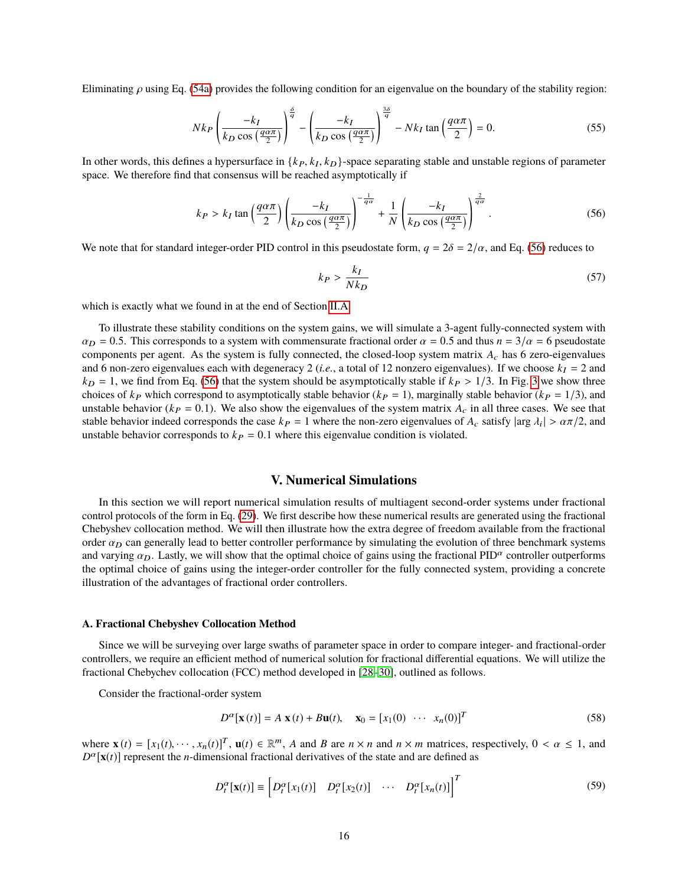Eliminating $\rho$ using Eq. (54a) provides the following condition for an eigenvalue on the boundary of the stability region:

$$
Nk_P \left( \frac{-k_I}{k_D \cos\left(\frac{q\alpha\pi}{2}\right)} \right)^{\frac{\delta}{q}} - \left( \frac{-k_I}{k_D \cos\left(\frac{q\alpha\pi}{2}\right)} \right)^{\frac{3\delta}{q}} - Nk_I \tan\left(\frac{q\alpha\pi}{2}\right) = 0. \tag{55}
$$

In other words, this defines a hypersurface in $\{k_P, k_I, k_D\}$-space separating stable and unstable regions of parameter space. We therefore find that consensus will be reached asymptotically if

$$
k_P > k_I \tan\left(\frac{q\alpha\pi}{2}\right) \left( \frac{-k_I}{k_D \cos\left(\frac{q\alpha\pi}{2}\right)} \right)^{-\frac{1}{q\alpha}} + \frac{1}{N} \left( \frac{-k_I}{k_D \cos\left(\frac{q\alpha\pi}{2}\right)} \right)^{\frac{2}{q\alpha}}. \tag{56}
$$

We note that for standard integer-order PID control in this pseudostate form, $q = 2\delta = 2/\alpha$, and Eq. (56) reduces to

$$
k_P > \frac{k_I}{Nk_D} \tag{57}
$$

which is exactly what we found in at the end of Section II.A.

To illustrate these stability conditions on the system gains, we will simulate a 3-agent fully-connected system with $\alpha_D = 0.5$. This corresponds to a system with commensurate fractional order $\alpha = 0.5$ and thus $n = 3/\alpha = 6$ pseudostate components per agent. As the system is fully connected, the closed-loop system matrix $A_c$ has 6 zero-eigenvalues and 6 non-zero eigenvalues each with degeneracy 2 (*i.e.*, a total of 12 nonzero eigenvalues). If we choose $k_I = 2$ and $k_D = 1$, we find from Eq. (56) that the system should be asymptotically stable if $k_P > 1/3$. In Fig. 3 we show three choices of $k_P$ which correspond to asymptotically stable behavior ($k_P = 1$), marginally stable behavior ($k_P = 1/3$), and unstable behavior ($k_P = 0.1$). We also show the eigenvalues of the system matrix $A_c$ in all three cases. We see that stable behavior indeed corresponds the case $k_P = 1$ where the non-zero eigenvalues of $A_c$ satisfy $|\arg \lambda_i| > \alpha\pi/2$, and unstable behavior corresponds to $k_P = 0.1$ where this eigenvalue condition is violated.

## V. Numerical Simulations

In this section we will report numerical simulation results of multiagent second-order systems under fractional control protocols of the form in Eq. (29). We first describe how these numerical results are generated using the fractional Chebyshev collocation method. We will then illustrate how the extra degree of freedom available from the fractional order $\alpha_D$ can generally lead to better controller performance by simulating the evolution of three benchmark systems and varying $\alpha_D$. Lastly, we will show that the optimal choice of gains using the fractional PID$^\alpha$ controller outperforms the optimal choice of gains using the integer-order controller for the fully connected system, providing a concrete illustration of the advantages of fractional order controllers.

### A. Fractional Chebyshev Collocation Method

Since we will be surveying over large swaths of parameter space in order to compare integer- and fractional-order controllers, we require an efficient method of numerical solution for fractional differential equations. We will utilize the fractional Chebychev collocation (FCC) method developed in [28–30], outlined as follows.

Consider the fractional-order system

$$
D^\alpha[\mathbf{x}(t)] = A\,\mathbf{x}(t) + B\mathbf{u}(t), \quad \mathbf{x}_0 = [x_1(0) \ \cdots \ x_n(0)]^T \tag{58}
$$

where $\mathbf{x}(t) = [x_1(t), \cdots, x_n(t)]^T$, $\mathbf{u}(t) \in \mathbb{R}^m$, $A$ and $B$ are $n \times n$ and $n \times m$ matrices, respectively, $0 < \alpha \le 1$, and $D^\alpha[\mathbf{x}(t)]$ represent the $n$-dimensional fractional derivatives of the state and are defined as

$$
D_t^\alpha[\mathbf{x}(t)] \equiv \left[ D_t^\alpha[x_1(t)] \quad D_t^\alpha[x_2(t)] \quad \cdots \quad D_t^\alpha[x_n(t)] \right]^T \tag{59}
$$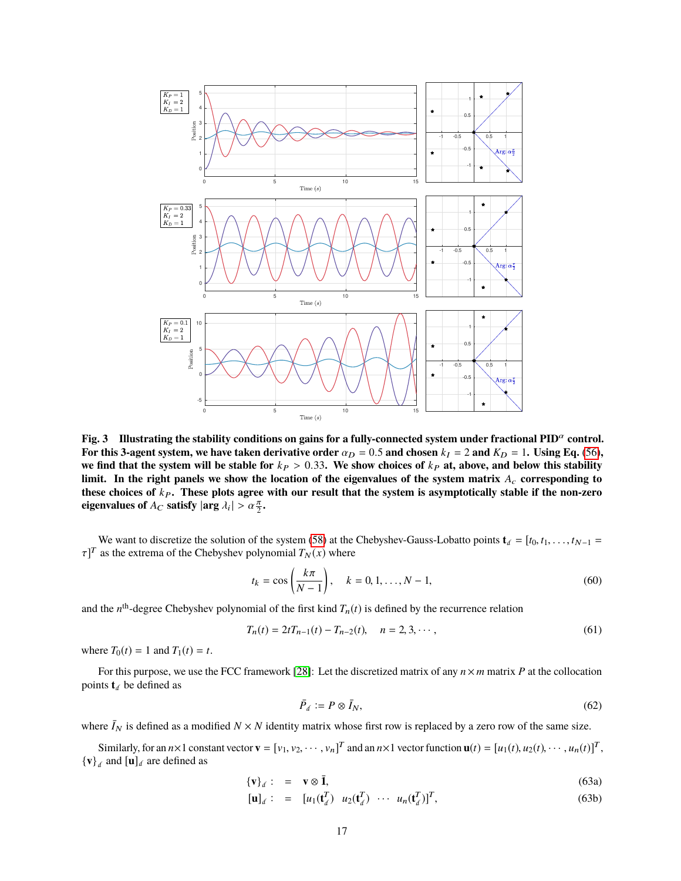**Fig. 3 Illustrating the stability conditions on gains for a fully-connected system under fractional PID$^\alpha$ control. For this 3-agent system, we have taken derivative order $\alpha_D = 0.5$ and chosen $k_I = 2$ and $K_D = 1$. Using Eq. (56), we find that the system will be stable for $k_P > 0.33$. We show choices of $k_P$ at, above, and below this stability limit. In the right panels we show the location of the eigenvalues of the system matrix $A_c$ corresponding to these choices of $k_P$. These plots agree with our result that the system is asymptotically stable if the non-zero eigenvalues of $A_C$ satisfy $|\arg \lambda_i| > \alpha\frac{\pi}{2}$.**

We want to discretize the solution of the system (58) at the Chebyshev-Gauss-Lobatto points $\mathbf{t}_d = [t_0, t_1, \ldots, t_{N-1} = \tau]^T$ as the extrema of the Chebyshev polynomial $T_N(x)$ where

$$t_k = \cos\left(\frac{k\pi}{N-1}\right), \quad k = 0, 1, \ldots, N-1, \tag{60}$$

and the $n^{\text{th}}$-degree Chebyshev polynomial of the first kind $T_n(t)$ is defined by the recurrence relation

$$T_n(t) = 2tT_{n-1}(t) - T_{n-2}(t), \quad n = 2, 3, \cdots, \tag{61}$$

where $T_0(t) = 1$ and $T_1(t) = t$.

For this purpose, we use the FCC framework [28]: Let the discretized matrix of any $n \times m$ matrix $P$ at the collocation points $\mathbf{t}_d$ be defined as

$$\bar{P}_d := P \otimes \bar{I}_N, \tag{62}$$

where $\bar{I}_N$ is defined as a modified $N \times N$ identity matrix whose first row is replaced by a zero row of the same size.

Similarly, for an $n\times 1$ constant vector $\mathbf{v} = [v_1, v_2, \cdots, v_n]^T$ and an $n\times 1$ vector function $\mathbf{u}(t) = [u_1(t), u_2(t), \cdots, u_n(t)]^T$, $\{\mathbf{v}\}_d$ and $[\mathbf{u}]_d$ are defined as

$$\{\mathbf{v}\}_d : \;=\; \mathbf{v} \otimes \bar{\mathbf{1}}, \tag{63a}$$

$$[\mathbf{u}]_d : \;=\; [u_1(\mathbf{t}_d^T) \;\; u_2(\mathbf{t}_d^T) \;\; \cdots \;\; u_n(\mathbf{t}_d^T)]^T, \tag{63b}$$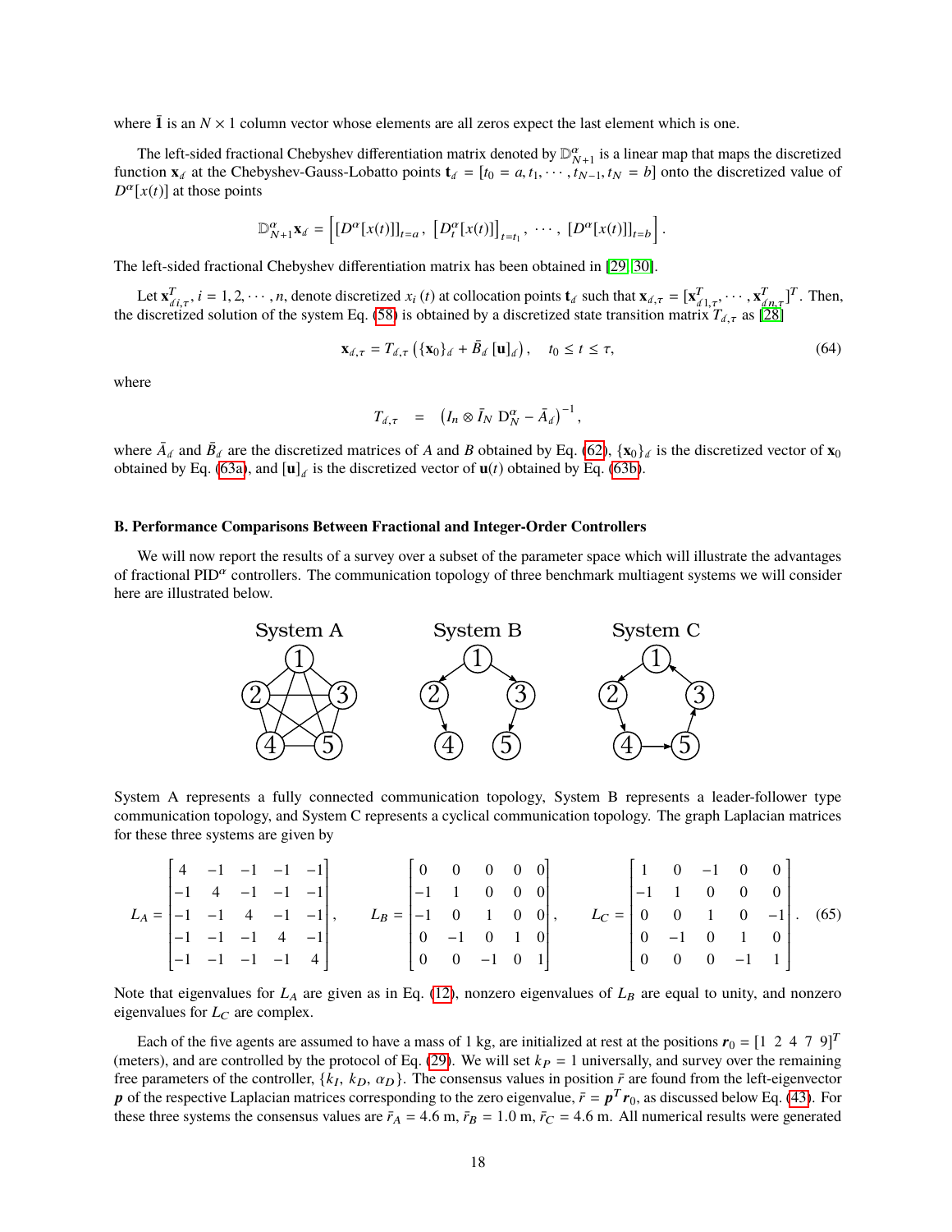where $\bar{\mathbf{1}}$ is an $N \times 1$ column vector whose elements are all zeros expect the last element which is one.

The left-sided fractional Chebyshev differentiation matrix denoted by $\mathbb{D}^{\alpha}_{N+1}$ is a linear map that maps the discretized function $\mathbf{x}_{\scriptscriptstyle d}$ at the Chebyshev-Gauss-Lobatto points $\mathbf{t}_{\scriptscriptstyle d} = [t_0 = a, t_1, \cdots, t_{N-1}, t_N = b]$ onto the discretized value of $D^{\alpha}[x(t)]$ at those points

$$
\mathbb{D}^{\alpha}_{N+1}\mathbf{x}_{\scriptscriptstyle d} = \left[ [D^{\alpha}[x(t)]]_{t=a},\ \left[D^{\alpha}_{t}[x(t)]\right]_{t=t_1},\ \cdots,\ [D^{\alpha}[x(t)]]_{t=b} \right].
$$

The left-sided fractional Chebyshev differentiation matrix has been obtained in [29, 30].

Let $\mathbf{x}^{T}_{\scriptscriptstyle d i,\tau}$, $i = 1, 2, \cdots, n$, denote discretized $x_i(t)$ at collocation points $\mathbf{t}_{\scriptscriptstyle d}$ such that $\mathbf{x}_{\scriptscriptstyle d,\tau} = [\mathbf{x}^{T}_{\scriptscriptstyle d 1,\tau}, \cdots, \mathbf{x}^{T}_{\scriptscriptstyle d n,\tau}]^T$. Then, the discretized solution of the system Eq. (58) is obtained by a discretized state transition matrix $T_{\scriptscriptstyle d,\tau}$ as [28]

$$
\mathbf{x}_{\scriptscriptstyle d,\tau} = T_{\scriptscriptstyle d,\tau}\left(\{\mathbf{x}_0\}_{\scriptscriptstyle d} + \bar{B}_{\scriptscriptstyle d}\,[\mathbf{u}]_{\scriptscriptstyle d}\right), \quad t_0 \le t \le \tau, \tag{64}
$$

where

$$
T_{\scriptscriptstyle d,\tau} \quad = \quad \left(I_n \otimes \bar{I}_N\ \mathrm{D}^{\alpha}_{N} - \bar{A}_{\scriptscriptstyle d}\right)^{-1},
$$

where $\bar{A}_{\scriptscriptstyle d}$ and $\bar{B}_{\scriptscriptstyle d}$ are the discretized matrices of $A$ and $B$ obtained by Eq. (62), $\{\mathbf{x}_0\}_{\scriptscriptstyle d}$ is the discretized vector of $\mathbf{x}_0$ obtained by Eq. (63a), and $[\mathbf{u}]_{\scriptscriptstyle d}$ is the discretized vector of $\mathbf{u}(t)$ obtained by Eq. (63b).

### B. Performance Comparisons Between Fractional and Integer-Order Controllers

We will now report the results of a survey over a subset of the parameter space which will illustrate the advantages of fractional PID$^{\alpha}$ controllers. The communication topology of three benchmark multiagent systems we will consider here are illustrated below.

System A | System B | System C

System A represents a fully connected communication topology, System B represents a leader-follower type communication topology, and System C represents a cyclical communication topology. The graph Laplacian matrices for these three systems are given by

$$
L_A = \begin{bmatrix} 4 & -1 & -1 & -1 & -1 \\ -1 & 4 & -1 & -1 & -1 \\ -1 & -1 & 4 & -1 & -1 \\ -1 & -1 & -1 & 4 & -1 \\ -1 & -1 & -1 & -1 & 4 \end{bmatrix}, \qquad
L_B = \begin{bmatrix} 0 & 0 & 0 & 0 & 0 \\ -1 & 1 & 0 & 0 & 0 \\ -1 & 0 & 1 & 0 & 0 \\ 0 & -1 & 0 & 1 & 0 \\ 0 & 0 & -1 & 0 & 1 \end{bmatrix}, \qquad
L_C = \begin{bmatrix} 1 & 0 & -1 & 0 & 0 \\ -1 & 1 & 0 & 0 & 0 \\ 0 & 0 & 1 & 0 & -1 \\ 0 & -1 & 0 & 1 & 0 \\ 0 & 0 & 0 & -1 & 1 \end{bmatrix}. \tag{65}
$$

Note that eigenvalues for $L_A$ are given as in Eq. (12), nonzero eigenvalues of $L_B$ are equal to unity, and nonzero eigenvalues for $L_C$ are complex.

Each of the five agents are assumed to have a mass of 1 kg, are initialized at rest at the positions $\boldsymbol{r}_0 = [1\ \ 2\ \ 4\ \ 7\ \ 9]^T$ (meters), and are controlled by the protocol of Eq. (29). We will set $k_P = 1$ universally, and survey over the remaining free parameters of the controller, $\{k_I,\ k_D,\ \alpha_D\}$. The consensus values in position $\bar{r}$ are found from the left-eigenvector $\boldsymbol{p}$ of the respective Laplacian matrices corresponding to the zero eigenvalue, $\bar{r} = \boldsymbol{p}^T\boldsymbol{r}_0$, as discussed below Eq. (43). For these three systems the consensus values are $\bar{r}_A = 4.6$ m, $\bar{r}_B = 1.0$ m, $\bar{r}_C = 4.6$ m. All numerical results were generated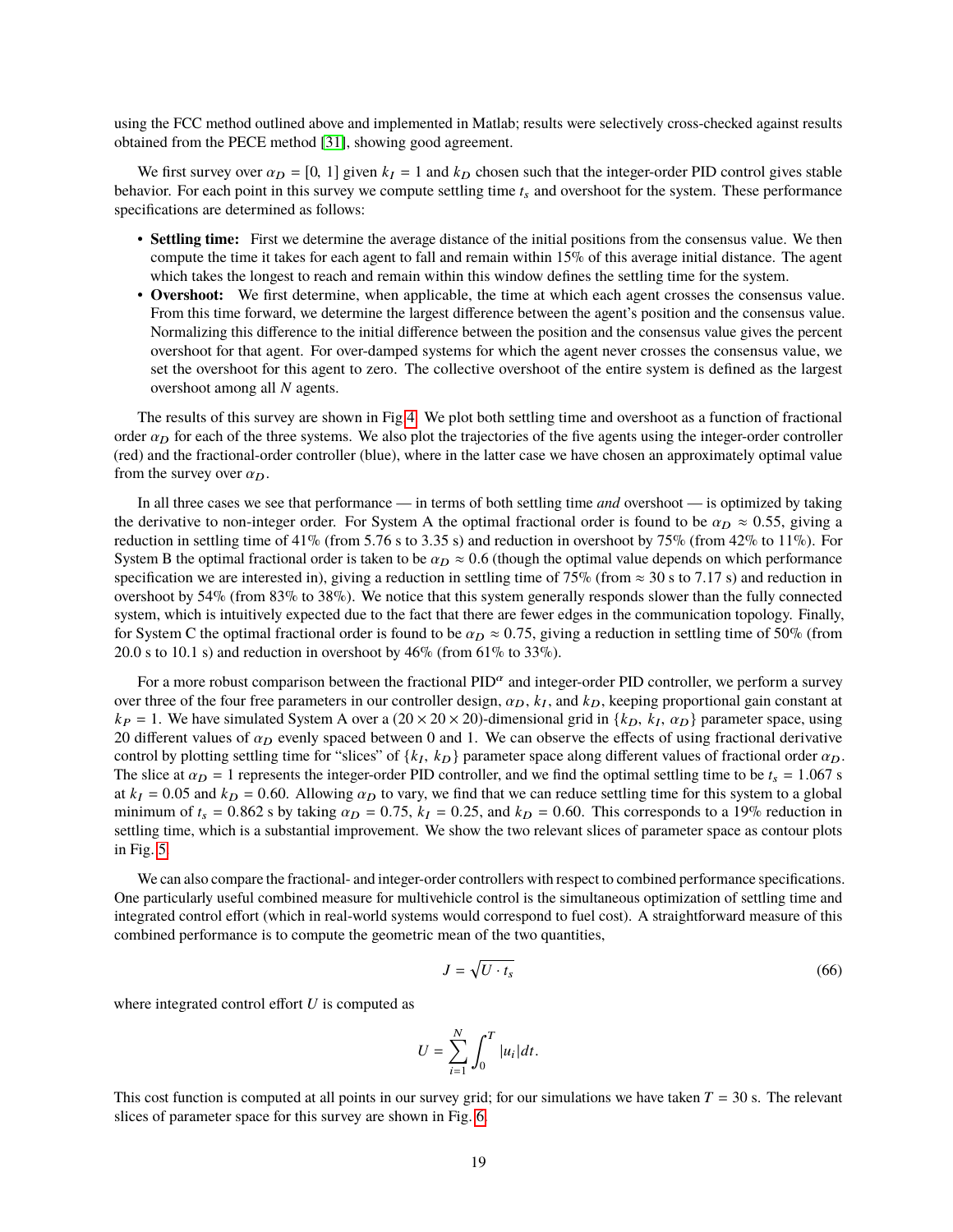using the FCC method outlined above and implemented in Matlab; results were selectively cross-checked against results obtained from the PECE method [31], showing good agreement.

We first survey over $\alpha_D = [0, 1]$ given $k_I = 1$ and $k_D$ chosen such that the integer-order PID control gives stable behavior. For each point in this survey we compute settling time $t_s$ and overshoot for the system. These performance specifications are determined as follows:

- **Settling time:** First we determine the average distance of the initial positions from the consensus value. We then compute the time it takes for each agent to fall and remain within 15% of this average initial distance. The agent which takes the longest to reach and remain within this window defines the settling time for the system.
- **Overshoot:** We first determine, when applicable, the time at which each agent crosses the consensus value. From this time forward, we determine the largest difference between the agent's position and the consensus value. Normalizing this difference to the initial difference between the position and the consensus value gives the percent overshoot for that agent. For over-damped systems for which the agent never crosses the consensus value, we set the overshoot for this agent to zero. The collective overshoot of the entire system is defined as the largest overshoot among all $N$ agents.

The results of this survey are shown in Fig 4. We plot both settling time and overshoot as a function of fractional order $\alpha_D$ for each of the three systems. We also plot the trajectories of the five agents using the integer-order controller (red) and the fractional-order controller (blue), where in the latter case we have chosen an approximately optimal value from the survey over $\alpha_D$.

In all three cases we see that performance — in terms of both settling time *and* overshoot — is optimized by taking the derivative to non-integer order. For System A the optimal fractional order is found to be $\alpha_D \approx 0.55$, giving a reduction in settling time of 41% (from 5.76 s to 3.35 s) and reduction in overshoot by 75% (from 42% to 11%). For System B the optimal fractional order is taken to be $\alpha_D \approx 0.6$ (though the optimal value depends on which performance specification we are interested in), giving a reduction in settling time of 75% (from $\approx$ 30 s to 7.17 s) and reduction in overshoot by 54% (from 83% to 38%). We notice that this system generally responds slower than the fully connected system, which is intuitively expected due to the fact that there are fewer edges in the communication topology. Finally, for System C the optimal fractional order is found to be $\alpha_D \approx 0.75$, giving a reduction in settling time of 50% (from 20.0 s to 10.1 s) and reduction in overshoot by 46% (from 61% to 33%).

For a more robust comparison between the fractional PID$^\alpha$ and integer-order PID controller, we perform a survey over three of the four free parameters in our controller design, $\alpha_D$, $k_I$, and $k_D$, keeping proportional gain constant at $k_P = 1$. We have simulated System A over a $(20 \times 20 \times 20)$-dimensional grid in $\{k_D, k_I, \alpha_D\}$ parameter space, using 20 different values of $\alpha_D$ evenly spaced between 0 and 1. We can observe the effects of using fractional derivative control by plotting settling time for "slices" of $\{k_I, k_D\}$ parameter space along different values of fractional order $\alpha_D$. The slice at $\alpha_D = 1$ represents the integer-order PID controller, and we find the optimal settling time to be $t_s = 1.067$ s at $k_I = 0.05$ and $k_D = 0.60$. Allowing $\alpha_D$ to vary, we find that we can reduce settling time for this system to a global minimum of $t_s = 0.862$ s by taking $\alpha_D = 0.75$, $k_I = 0.25$, and $k_D = 0.60$. This corresponds to a 19% reduction in settling time, which is a substantial improvement. We show the two relevant slices of parameter space as contour plots in Fig. 5.

We can also compare the fractional- and integer-order controllers with respect to combined performance specifications. One particularly useful combined measure for multivehicle control is the simultaneous optimization of settling time and integrated control effort (which in real-world systems would correspond to fuel cost). A straightforward measure of this combined performance is to compute the geometric mean of the two quantities,

$$J = \sqrt{U \cdot t_s} \tag{66}$$

where integrated control effort $U$ is computed as

$$U = \sum_{i=1}^{N} \int_0^T |u_i| dt.$$

This cost function is computed at all points in our survey grid; for our simulations we have taken $T = 30$ s. The relevant slices of parameter space for this survey are shown in Fig. 6.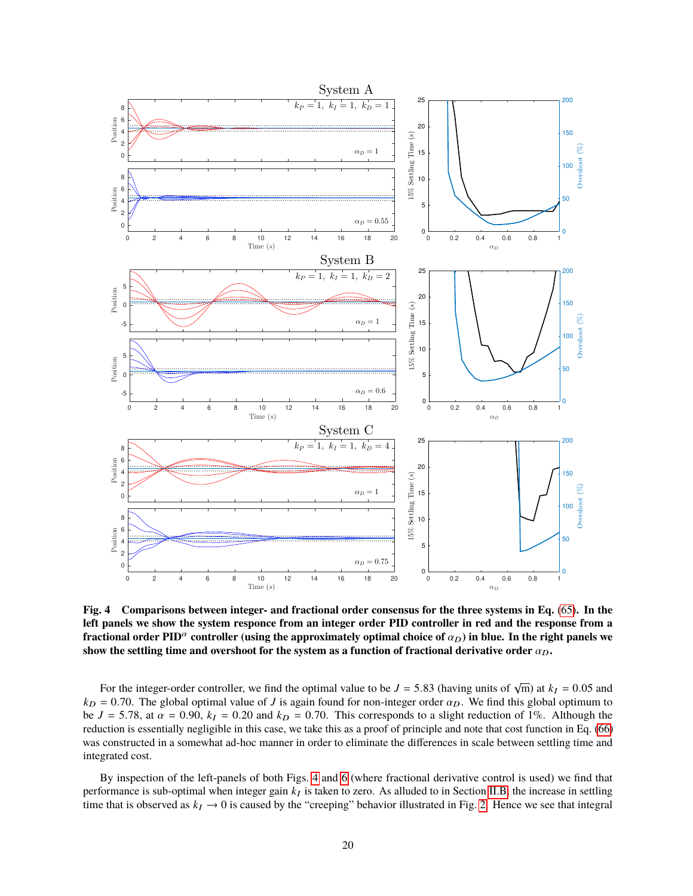**Fig. 4 Comparisons between integer- and fractional order consensus for the three systems in Eq. (65). In the left panels we show the system responce from an integer order PID controller in red and the response from a fractional order PID$^\alpha$ controller (using the approximately optimal choice of $\alpha_D$) in blue. In the right panels we show the settling time and overshoot for the system as a function of fractional derivative order $\alpha_D$.**

For the integer-order controller, we find the optimal value to be $J = 5.83$ (having units of $\sqrt{\text{m}}$) at $k_I = 0.05$ and $k_D = 0.70$. The global optimal value of $J$ is again found for non-integer order $\alpha_D$. We find this global optimum to be $J = 5.78$, at $\alpha = 0.90$, $k_I = 0.20$ and $k_D = 0.70$. This corresponds to a slight reduction of 1%. Although the reduction is essentially negligible in this case, we take this as a proof of principle and note that cost function in Eq. (66) was constructed in a somewhat ad-hoc manner in order to eliminate the differences in scale between settling time and integrated cost.

By inspection of the left-panels of both Figs. 4 and 6 (where fractional derivative control is used) we find that performance is sub-optimal when integer gain $k_I$ is taken to zero. As alluded to in Section II.B, the increase in settling time that is observed as $k_I \to 0$ is caused by the "creeping" behavior illustrated in Fig. 2. Hence we see that integral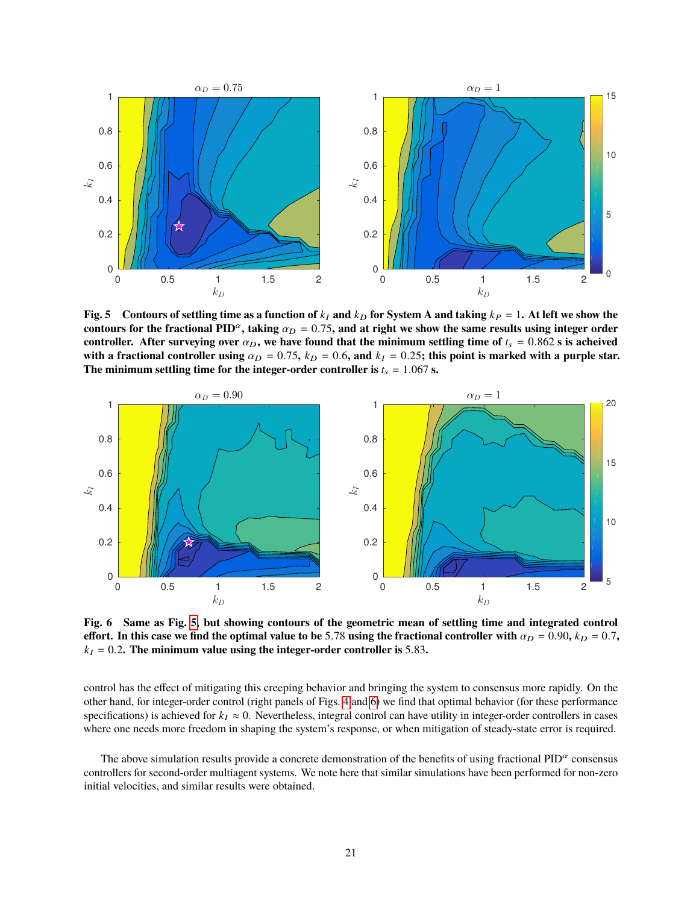**Fig. 5 Contours of settling time as a function of $k_I$ and $k_D$ for System A and taking $k_P = 1$. At left we show the contours for the fractional PID$^\alpha$, taking $\alpha_D = 0.75$, and at right we show the same results using integer order controller. After surveying over $\alpha_D$, we have found that the minimum settling time of $t_s = 0.862$ s is acheived with a fractional controller using $\alpha_D = 0.75$, $k_D = 0.6$, and $k_I = 0.25$; this point is marked with a purple star. The minimum settling time for the integer-order controller is $t_s = 1.067$ s.**

**Fig. 6 Same as Fig. 5, but showing contours of the geometric mean of settling time and integrated control effort. In this case we find the optimal value to be 5.78 using the fractional controller with $\alpha_D = 0.90$, $k_D = 0.7$, $k_I = 0.2$. The minimum value using the integer-order controller is 5.83.**

control has the effect of mitigating this creeping behavior and bringing the system to consensus more rapidly. On the other hand, for integer-order control (right panels of Figs. 4 and 6) we find that optimal behavior (for these performance specifications) is achieved for $k_I \approx 0$. Nevertheless, integral control can have utility in integer-order controllers in cases where one needs more freedom in shaping the system's response, or when mitigation of steady-state error is required.

The above simulation results provide a concrete demonstration of the benefits of using fractional PID$^\alpha$ consensus controllers for second-order multiagent systems. We note here that similar simulations have been performed for non-zero initial velocities, and similar results were obtained.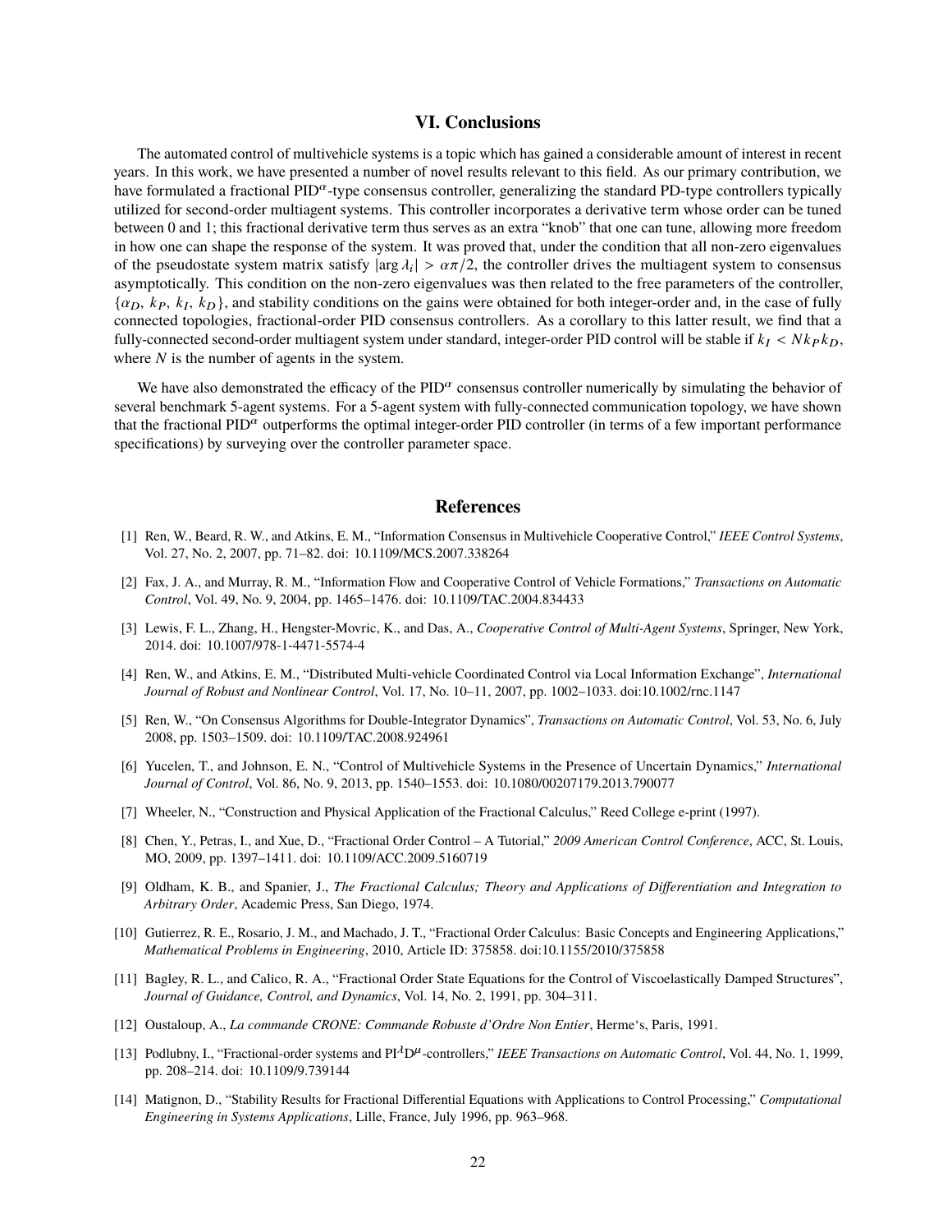## VI. Conclusions

The automated control of multivehicle systems is a topic which has gained a considerable amount of interest in recent years. In this work, we have presented a number of novel results relevant to this field. As our primary contribution, we have formulated a fractional PID$^\alpha$-type consensus controller, generalizing the standard PD-type controllers typically utilized for second-order multiagent systems. This controller incorporates a derivative term whose order can be tuned between 0 and 1; this fractional derivative term thus serves as an extra "knob" that one can tune, allowing more freedom in how one can shape the response of the system. It was proved that, under the condition that all non-zero eigenvalues of the pseudostate system matrix satisfy $|\arg \lambda_i| > \alpha\pi/2$, the controller drives the multiagent system to consensus asymptotically. This condition on the non-zero eigenvalues was then related to the free parameters of the controller, $\{\alpha_D,\ k_P,\ k_I,\ k_D\}$, and stability conditions on the gains were obtained for both integer-order and, in the case of fully connected topologies, fractional-order PID consensus controllers. As a corollary to this latter result, we find that a fully-connected second-order multiagent system under standard, integer-order PID control will be stable if $k_I < Nk_Pk_D$, where $N$ is the number of agents in the system.

We have also demonstrated the efficacy of the PID$^\alpha$ consensus controller numerically by simulating the behavior of several benchmark 5-agent systems. For a 5-agent system with fully-connected communication topology, we have shown that the fractional PID$^\alpha$ outperforms the optimal integer-order PID controller (in terms of a few important performance specifications) by surveying over the controller parameter space.

## References

[1] Ren, W., Beard, R. W., and Atkins, E. M., "Information Consensus in Multivehicle Cooperative Control," *IEEE Control Systems*, Vol. 27, No. 2, 2007, pp. 71–82. doi: 10.1109/MCS.2007.338264

[2] Fax, J. A., and Murray, R. M., "Information Flow and Cooperative Control of Vehicle Formations," *Transactions on Automatic Control*, Vol. 49, No. 9, 2004, pp. 1465–1476. doi: 10.1109/TAC.2004.834433

[3] Lewis, F. L., Zhang, H., Hengster-Movric, K., and Das, A., *Cooperative Control of Multi-Agent Systems*, Springer, New York, 2014. doi: 10.1007/978-1-4471-5574-4

[4] Ren, W., and Atkins, E. M., "Distributed Multi-vehicle Coordinated Control via Local Information Exchange", *International Journal of Robust and Nonlinear Control*, Vol. 17, No. 10–11, 2007, pp. 1002–1033. doi:10.1002/rnc.1147

[5] Ren, W., "On Consensus Algorithms for Double-Integrator Dynamics", *Transactions on Automatic Control*, Vol. 53, No. 6, July 2008, pp. 1503–1509. doi: 10.1109/TAC.2008.924961

[6] Yucelen, T., and Johnson, E. N., "Control of Multivehicle Systems in the Presence of Uncertain Dynamics," *International Journal of Control*, Vol. 86, No. 9, 2013, pp. 1540–1553. doi: 10.1080/00207179.2013.790077

[7] Wheeler, N., "Construction and Physical Application of the Fractional Calculus," Reed College e-print (1997).

[8] Chen, Y., Petras, I., and Xue, D., "Fractional Order Control – A Tutorial," *2009 American Control Conference*, ACC, St. Louis, MO, 2009, pp. 1397–1411. doi: 10.1109/ACC.2009.5160719

[9] Oldham, K. B., and Spanier, J., *The Fractional Calculus; Theory and Applications of Differentiation and Integration to Arbitrary Order*, Academic Press, San Diego, 1974.

[10] Gutierrez, R. E., Rosario, J. M., and Machado, J. T., "Fractional Order Calculus: Basic Concepts and Engineering Applications," *Mathematical Problems in Engineering*, 2010, Article ID: 375858. doi:10.1155/2010/375858

[11] Bagley, R. L., and Calico, R. A., "Fractional Order State Equations for the Control of Viscoelastically Damped Structures", *Journal of Guidance, Control, and Dynamics*, Vol. 14, No. 2, 1991, pp. 304–311.

[12] Oustaloup, A., *La commande CRONE: Commande Robuste d'Ordre Non Entier*, Herme's, Paris, 1991.

[13] Podlubny, I., "Fractional-order systems and PI$^\lambda$D$^\mu$-controllers," *IEEE Transactions on Automatic Control*, Vol. 44, No. 1, 1999, pp. 208–214. doi: 10.1109/9.739144

[14] Matignon, D., "Stability Results for Fractional Differential Equations with Applications to Control Processing," *Computational Engineering in Systems Applications*, Lille, France, July 1996, pp. 963–968.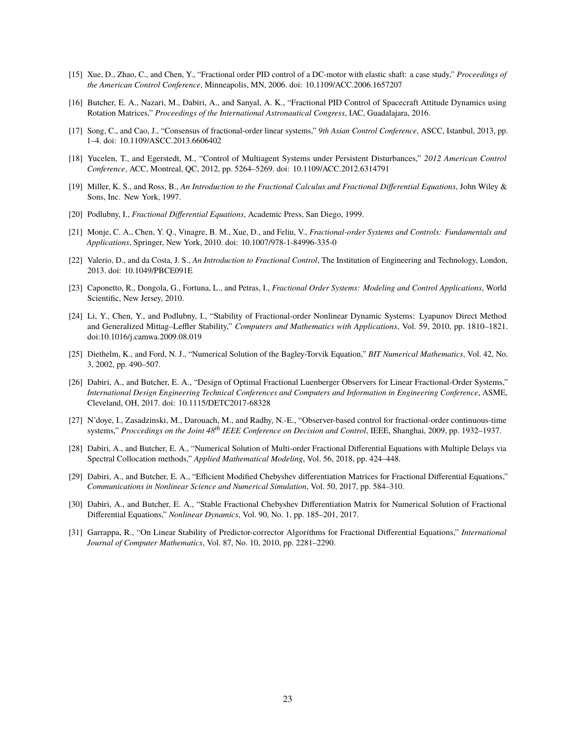[15] Xue, D., Zhao, C., and Chen, Y., "Fractional order PID control of a DC-motor with elastic shaft: a case study," *Proceedings of the American Control Conference*, Minneapolis, MN, 2006. doi: 10.1109/ACC.2006.1657207

[16] Butcher, E. A., Nazari, M., Dabiri, A., and Sanyal, A. K., "Fractional PID Control of Spacecraft Attitude Dynamics using Rotation Matrices," *Proceedings of the International Astronautical Congress*, IAC, Guadalajara, 2016.

[17] Song, C., and Cao, J., "Consensus of fractional-order linear systems," *9th Asian Control Conference*, ASCC, Istanbul, 2013, pp. 1–4. doi: 10.1109/ASCC.2013.6606402

[18] Yucelen, T., and Egerstedt, M., "Control of Multiagent Systems under Persistent Disturbances," *2012 American Control Conference*, ACC, Montreal, QC, 2012, pp. 5264–5269. doi: 10.1109/ACC.2012.6314791

[19] Miller, K. S., and Ross, B., *An Introduction to the Fractional Calculus and Fractional Differential Equations*, John Wiley & Sons, Inc. New York, 1997.

[20] Podlubny, I., *Fractional Differential Equations*, Academic Press, San Diego, 1999.

[21] Monje, C. A., Chen, Y. Q., Vinagre, B. M., Xue, D., and Feliu, V., *Fractional-order Systems and Controls: Fundamentals and Applications*, Springer, New York, 2010. doi: 10.1007/978-1-84996-335-0

[22] Valerio, D., and da Costa, J. S., *An Introduction to Fractional Control*, The Institution of Engineering and Technology, London, 2013. doi: 10.1049/PBCE091E

[23] Caponetto, R., Dongola, G., Fortuna, L., and Petras, I., *Fractional Order Systems: Modeling and Control Applications*, World Scientific, New Jersey, 2010.

[24] Li, Y., Chen, Y., and Podlubny, I., "Stability of Fractional-order Nonlinear Dynamic Systems: Lyapunov Direct Method and Generalized Mittag–Leffler Stability," *Computers and Mathematics with Applications*, Vol. 59, 2010, pp. 1810–1821. doi:10.1016/j.camwa.2009.08.019

[25] Diethelm, K., and Ford, N. J., "Numerical Solution of the Bagley-Torvik Equation," *BIT Numerical Mathematics*, Vol. 42, No. 3, 2002, pp. 490–507.

[26] Dabiri, A., and Butcher, E. A., "Design of Optimal Fractional Luenberger Observers for Linear Fractional-Order Systems," *International Design Engineering Technical Conferences and Computers and Information in Engineering Conference*, ASME, Cleveland, OH, 2017. doi: 10.1115/DETC2017-68328

[27] N'doye, I., Zasadzinski, M., Darouach, M., and Radhy, N.-E., "Observer-based control for fractional-order continuous-time systems," *Proccedings on the Joint 48$^{th}$ IEEE Conference on Decision and Control*, IEEE, Shanghai, 2009, pp. 1932–1937.

[28] Dabiri, A., and Butcher, E. A., "Numerical Solution of Multi-order Fractional Differential Equations with Multiple Delays via Spectral Collocation methods," *Applied Mathematical Modeling*, Vol. 56, 2018, pp. 424–448.

[29] Dabiri, A., and Butcher, E. A., "Efficient Modified Chebyshev differentiation Matrices for Fractional Differential Equations," *Communications in Nonlinear Science and Numerical Simulation*, Vol. 50, 2017, pp. 584–310.

[30] Dabiri, A., and Butcher, E. A., "Stable Fractional Chebyshev Differentiation Matrix for Numerical Solution of Fractional Differential Equations," *Nonlinear Dynamics*, Vol. 90, No. 1, pp. 185–201, 2017.

[31] Garrappa, R., "On Linear Stability of Predictor-corrector Algorithms for Fractional Differential Equations," *International Journal of Computer Mathematics*, Vol. 87, No. 10, 2010, pp. 2281–2290.